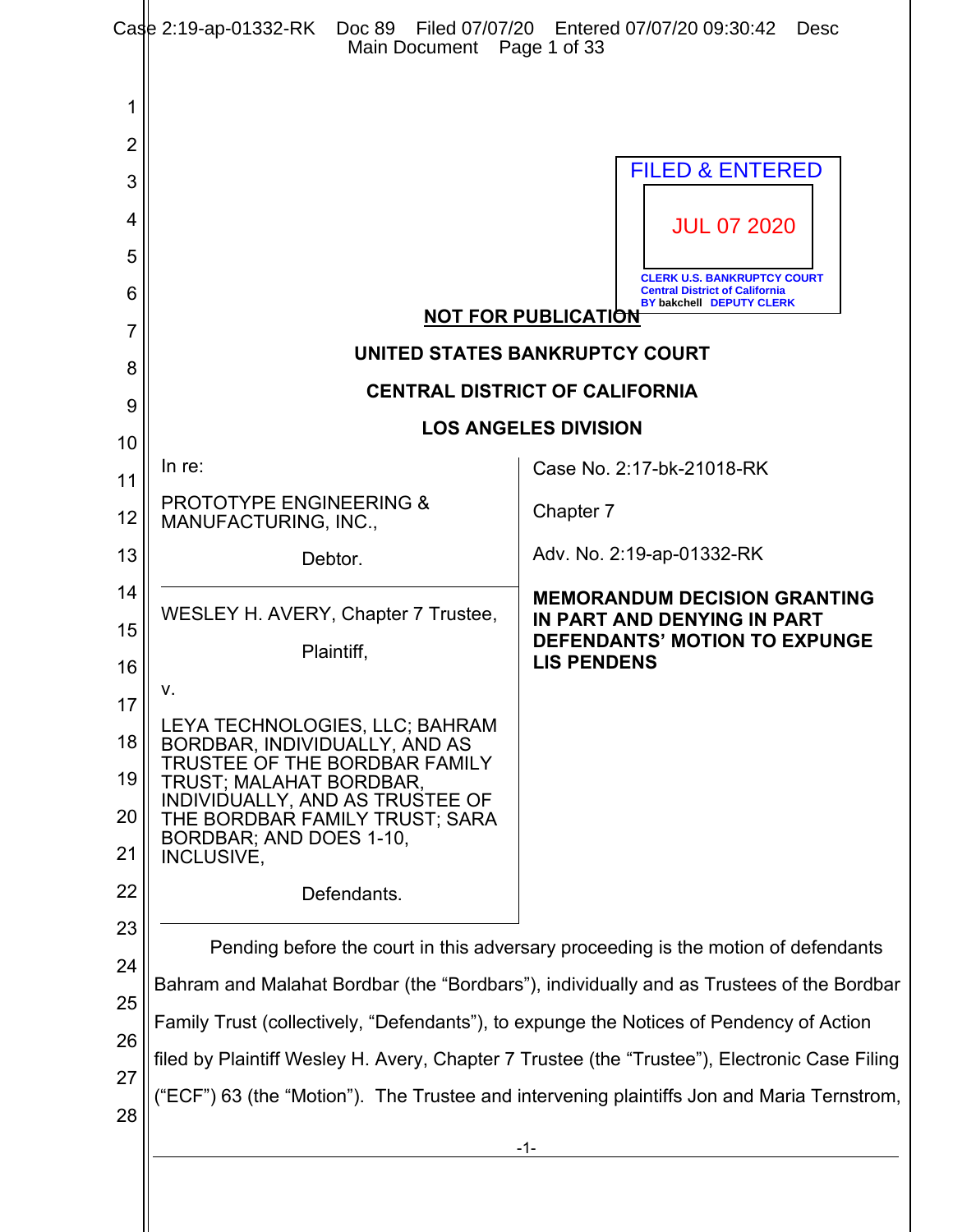FILED & ENTERED

JUL 07 2020

CLERK U.S. BANKRUPTCY COURT
Central District of California
BY bakchell DEPUTY CLERK

**NOT FOR PUBLICATION**

**UNITED STATES BANKRUPTCY COURT**

**CENTRAL DISTRICT OF CALIFORNIA**

**LOS ANGELES DIVISION**

In re:

PROTOTYPE ENGINEERING & MANUFACTURING, INC.,

Debtor.

Case No. 2:17-bk-21018-RK

Chapter 7

Adv. No. 2:19-ap-01332-RK

WESLEY H. AVERY, Chapter 7 Trustee,

Plaintiff,

v.

LEYA TECHNOLOGIES, LLC; BAHRAM BORDBAR, INDIVIDUALLY, AND AS TRUSTEE OF THE BORDBAR FAMILY TRUST; MALAHAT BORDBAR, INDIVIDUALLY, AND AS TRUSTEE OF THE BORDBAR FAMILY TRUST; SARA BORDBAR; AND DOES 1-10, INCLUSIVE,

Defendants.

**MEMORANDUM DECISION GRANTING IN PART AND DENYING IN PART DEFENDANTS' MOTION TO EXPUNGE LIS PENDENS**

Pending before the court in this adversary proceeding is the motion of defendants Bahram and Malahat Bordbar (the "Bordbars"), individually and as Trustees of the Bordbar Family Trust (collectively, "Defendants"), to expunge the Notices of Pendency of Action filed by Plaintiff Wesley H. Avery, Chapter 7 Trustee (the "Trustee"), Electronic Case Filing ("ECF") 63 (the "Motion"). The Trustee and intervening plaintiffs Jon and Maria Ternstrom,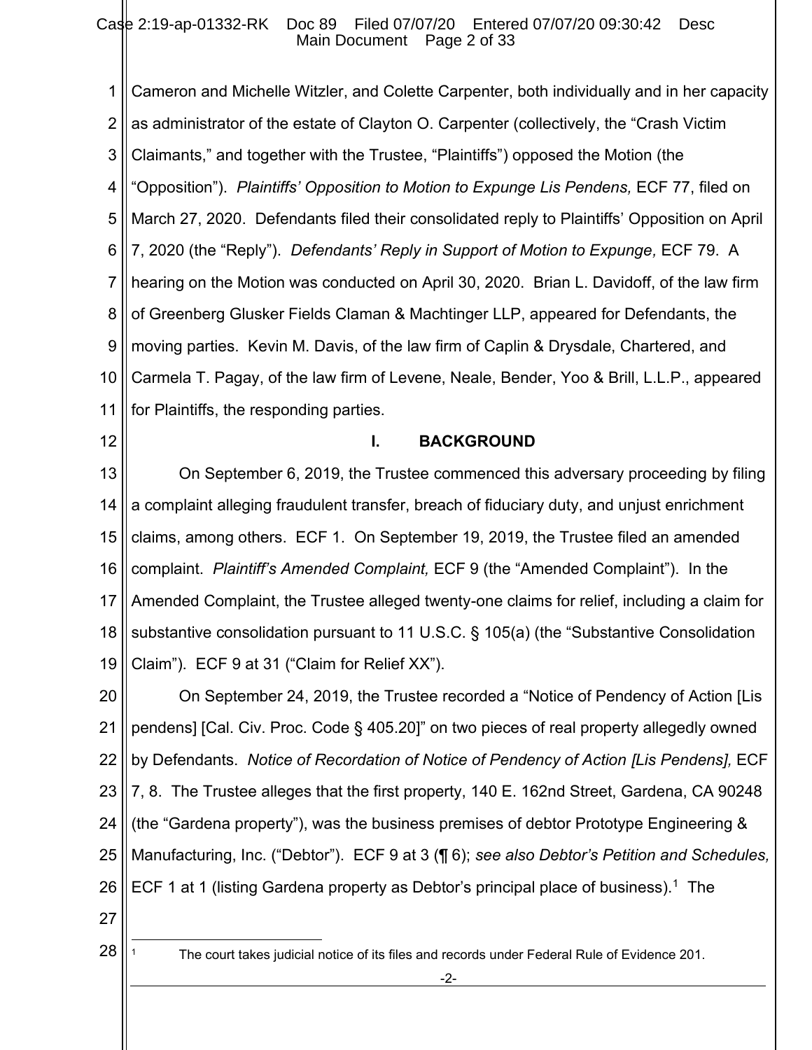Cameron and Michelle Witzler, and Colette Carpenter, both individually and in her capacity as administrator of the estate of Clayton O. Carpenter (collectively, the "Crash Victim Claimants," and together with the Trustee, "Plaintiffs") opposed the Motion (the "Opposition"). *Plaintiffs' Opposition to Motion to Expunge Lis Pendens,* ECF 77, filed on March 27, 2020. Defendants filed their consolidated reply to Plaintiffs' Opposition on April 7, 2020 (the "Reply"). *Defendants' Reply in Support of Motion to Expunge,* ECF 79. A hearing on the Motion was conducted on April 30, 2020. Brian L. Davidoff, of the law firm of Greenberg Glusker Fields Claman & Machtinger LLP, appeared for Defendants, the moving parties. Kevin M. Davis, of the law firm of Caplin & Drysdale, Chartered, and Carmela T. Pagay, of the law firm of Levene, Neale, Bender, Yoo & Brill, L.L.P., appeared for Plaintiffs, the responding parties.

## I. BACKGROUND

On September 6, 2019, the Trustee commenced this adversary proceeding by filing a complaint alleging fraudulent transfer, breach of fiduciary duty, and unjust enrichment claims, among others. ECF 1. On September 19, 2019, the Trustee filed an amended complaint. *Plaintiff's Amended Complaint,* ECF 9 (the "Amended Complaint"). In the Amended Complaint, the Trustee alleged twenty-one claims for relief, including a claim for substantive consolidation pursuant to 11 U.S.C. § 105(a) (the "Substantive Consolidation Claim"). ECF 9 at 31 ("Claim for Relief XX").

On September 24, 2019, the Trustee recorded a "Notice of Pendency of Action [Lis pendens] [Cal. Civ. Proc. Code § 405.20]" on two pieces of real property allegedly owned by Defendants. *Notice of Recordation of Notice of Pendency of Action [Lis Pendens],* ECF 7, 8. The Trustee alleges that the first property, 140 E. 162nd Street, Gardena, CA 90248 (the "Gardena property"), was the business premises of debtor Prototype Engineering & Manufacturing, Inc. ("Debtor"). ECF 9 at 3 (¶ 6); *see also Debtor's Petition and Schedules,* ECF 1 at 1 (listing Gardena property as Debtor's principal place of business).[1] The

[1] The court takes judicial notice of its files and records under Federal Rule of Evidence 201.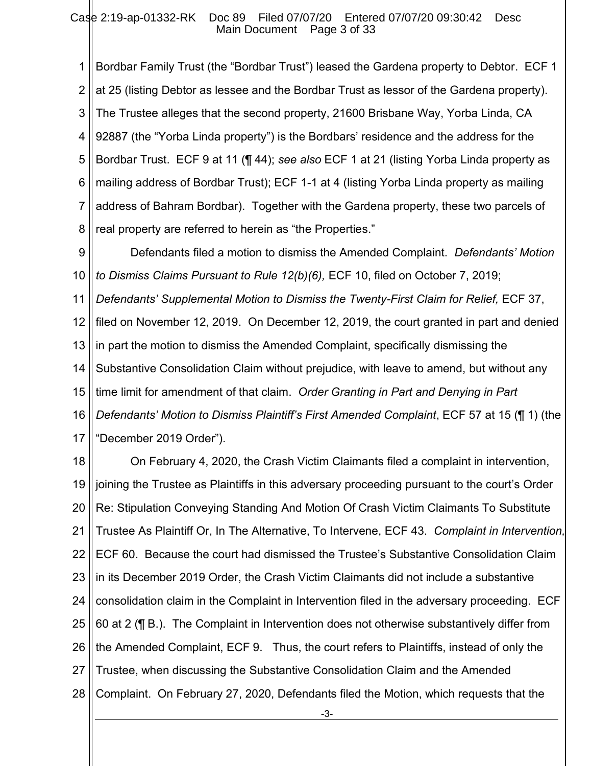Bordbar Family Trust (the "Bordbar Trust") leased the Gardena property to Debtor. ECF 1 at 25 (listing Debtor as lessee and the Bordbar Trust as lessor of the Gardena property). The Trustee alleges that the second property, 21600 Brisbane Way, Yorba Linda, CA 92887 (the "Yorba Linda property") is the Bordbars' residence and the address for the Bordbar Trust. ECF 9 at 11 (¶ 44); *see also* ECF 1 at 21 (listing Yorba Linda property as mailing address of Bordbar Trust); ECF 1-1 at 4 (listing Yorba Linda property as mailing address of Bahram Bordbar). Together with the Gardena property, these two parcels of real property are referred to herein as "the Properties."

Defendants filed a motion to dismiss the Amended Complaint. *Defendants' Motion to Dismiss Claims Pursuant to Rule 12(b)(6),* ECF 10, filed on October 7, 2019; *Defendants' Supplemental Motion to Dismiss the Twenty-First Claim for Relief,* ECF 37, filed on November 12, 2019. On December 12, 2019, the court granted in part and denied in part the motion to dismiss the Amended Complaint, specifically dismissing the Substantive Consolidation Claim without prejudice, with leave to amend, but without any time limit for amendment of that claim. *Order Granting in Part and Denying in Part Defendants' Motion to Dismiss Plaintiff's First Amended Complaint*, ECF 57 at 15 (¶ 1) (the "December 2019 Order").

On February 4, 2020, the Crash Victim Claimants filed a complaint in intervention, joining the Trustee as Plaintiffs in this adversary proceeding pursuant to the court's Order Re: Stipulation Conveying Standing And Motion Of Crash Victim Claimants To Substitute Trustee As Plaintiff Or, In The Alternative, To Intervene, ECF 43. *Complaint in Intervention,* ECF 60. Because the court had dismissed the Trustee's Substantive Consolidation Claim in its December 2019 Order, the Crash Victim Claimants did not include a substantive consolidation claim in the Complaint in Intervention filed in the adversary proceeding. ECF 60 at 2 (¶ B.). The Complaint in Intervention does not otherwise substantively differ from the Amended Complaint, ECF 9. Thus, the court refers to Plaintiffs, instead of only the Trustee, when discussing the Substantive Consolidation Claim and the Amended Complaint. On February 27, 2020, Defendants filed the Motion, which requests that the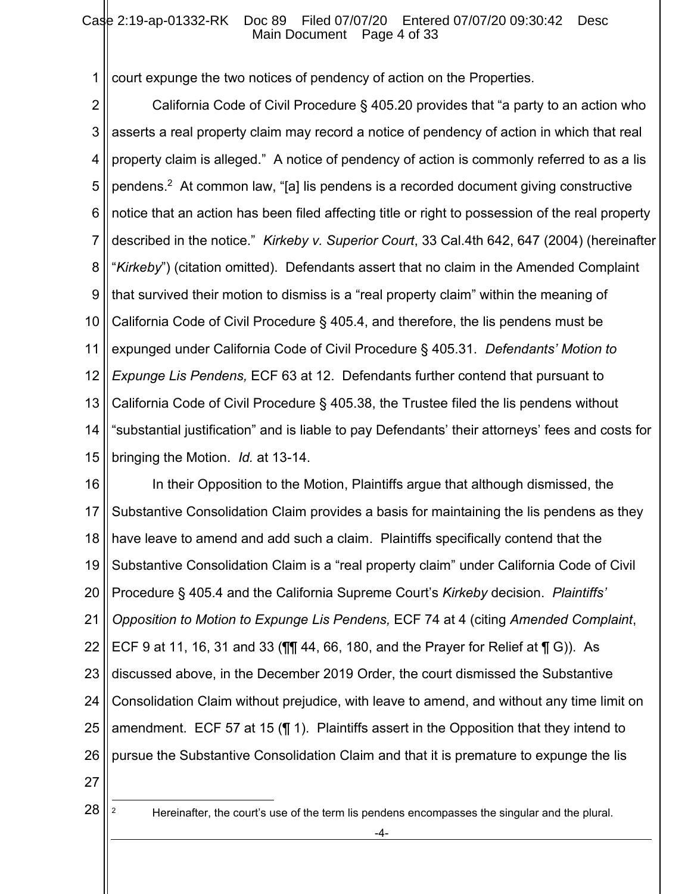court expunge the two notices of pendency of action on the Properties.

California Code of Civil Procedure § 405.20 provides that "a party to an action who asserts a real property claim may record a notice of pendency of action in which that real property claim is alleged." A notice of pendency of action is commonly referred to as a lis pendens.[2] At common law, "[a] lis pendens is a recorded document giving constructive notice that an action has been filed affecting title or right to possession of the real property described in the notice." *Kirkeby v. Superior Court*, 33 Cal.4th 642, 647 (2004) (hereinafter "*Kirkeby*") (citation omitted). Defendants assert that no claim in the Amended Complaint that survived their motion to dismiss is a "real property claim" within the meaning of California Code of Civil Procedure § 405.4, and therefore, the lis pendens must be expunged under California Code of Civil Procedure § 405.31. *Defendants' Motion to Expunge Lis Pendens,* ECF 63 at 12. Defendants further contend that pursuant to California Code of Civil Procedure § 405.38, the Trustee filed the lis pendens without "substantial justification" and is liable to pay Defendants' their attorneys' fees and costs for bringing the Motion. *Id.* at 13-14.

In their Opposition to the Motion, Plaintiffs argue that although dismissed, the Substantive Consolidation Claim provides a basis for maintaining the lis pendens as they have leave to amend and add such a claim. Plaintiffs specifically contend that the Substantive Consolidation Claim is a "real property claim" under California Code of Civil Procedure § 405.4 and the California Supreme Court's *Kirkeby* decision. *Plaintiffs' Opposition to Motion to Expunge Lis Pendens,* ECF 74 at 4 (citing *Amended Complaint*, ECF 9 at 11, 16, 31 and 33 (¶¶ 44, 66, 180, and the Prayer for Relief at ¶ G)). As discussed above, in the December 2019 Order, the court dismissed the Substantive Consolidation Claim without prejudice, with leave to amend, and without any time limit on amendment. ECF 57 at 15 (¶ 1). Plaintiffs assert in the Opposition that they intend to pursue the Substantive Consolidation Claim and that it is premature to expunge the lis

---

[2] Hereinafter, the court's use of the term lis pendens encompasses the singular and the plural.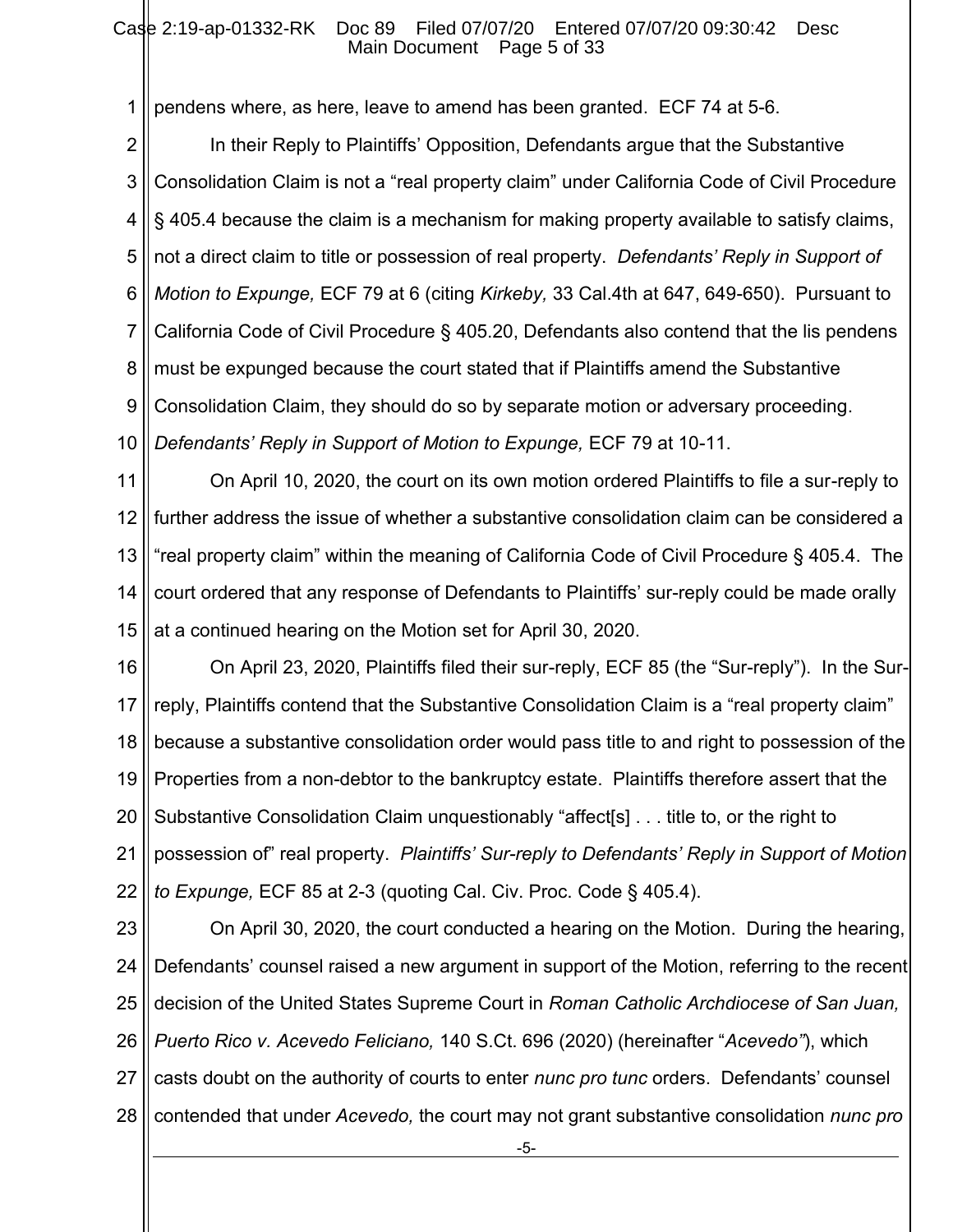pendens where, as here, leave to amend has been granted. ECF 74 at 5-6.

In their Reply to Plaintiffs' Opposition, Defendants argue that the Substantive Consolidation Claim is not a "real property claim" under California Code of Civil Procedure § 405.4 because the claim is a mechanism for making property available to satisfy claims, not a direct claim to title or possession of real property. *Defendants' Reply in Support of Motion to Expunge,* ECF 79 at 6 (citing *Kirkeby,* 33 Cal.4th at 647, 649-650). Pursuant to California Code of Civil Procedure § 405.20, Defendants also contend that the lis pendens must be expunged because the court stated that if Plaintiffs amend the Substantive Consolidation Claim, they should do so by separate motion or adversary proceeding. *Defendants' Reply in Support of Motion to Expunge,* ECF 79 at 10-11.

On April 10, 2020, the court on its own motion ordered Plaintiffs to file a sur-reply to further address the issue of whether a substantive consolidation claim can be considered a "real property claim" within the meaning of California Code of Civil Procedure § 405.4. The court ordered that any response of Defendants to Plaintiffs' sur-reply could be made orally at a continued hearing on the Motion set for April 30, 2020.

On April 23, 2020, Plaintiffs filed their sur-reply, ECF 85 (the "Sur-reply"). In the Sur-reply, Plaintiffs contend that the Substantive Consolidation Claim is a "real property claim" because a substantive consolidation order would pass title to and right to possession of the Properties from a non-debtor to the bankruptcy estate. Plaintiffs therefore assert that the Substantive Consolidation Claim unquestionably "affect[s] . . . title to, or the right to possession of" real property. *Plaintiffs' Sur-reply to Defendants' Reply in Support of Motion to Expunge,* ECF 85 at 2-3 (quoting Cal. Civ. Proc. Code § 405.4).

On April 30, 2020, the court conducted a hearing on the Motion. During the hearing, Defendants' counsel raised a new argument in support of the Motion, referring to the recent decision of the United States Supreme Court in *Roman Catholic Archdiocese of San Juan, Puerto Rico v. Acevedo Feliciano,* 140 S.Ct. 696 (2020) (hereinafter "*Acevedo*"), which casts doubt on the authority of courts to enter *nunc pro tunc* orders. Defendants' counsel contended that under *Acevedo,* the court may not grant substantive consolidation *nunc pro*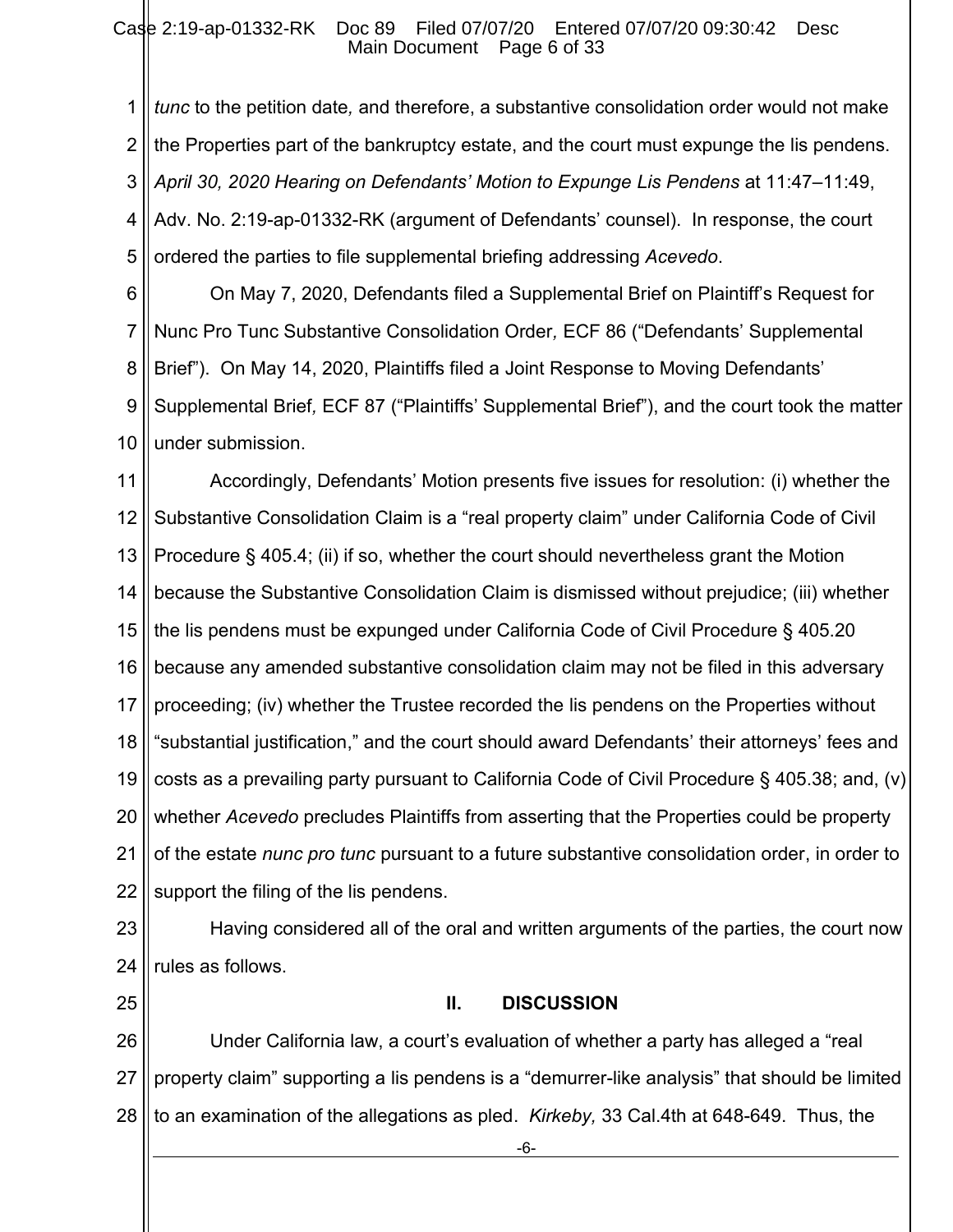*tunc* to the petition date*,* and therefore, a substantive consolidation order would not make the Properties part of the bankruptcy estate, and the court must expunge the lis pendens. *April 30, 2020 Hearing on Defendants' Motion to Expunge Lis Pendens* at 11:47–11:49, Adv. No. 2:19-ap-01332-RK (argument of Defendants' counsel). In response, the court ordered the parties to file supplemental briefing addressing *Acevedo*.

On May 7, 2020, Defendants filed a Supplemental Brief on Plaintiff's Request for Nunc Pro Tunc Substantive Consolidation Order*,* ECF 86 ("Defendants' Supplemental Brief"). On May 14, 2020, Plaintiffs filed a Joint Response to Moving Defendants' Supplemental Brief*,* ECF 87 ("Plaintiffs' Supplemental Brief"), and the court took the matter under submission.

Accordingly, Defendants' Motion presents five issues for resolution: (i) whether the Substantive Consolidation Claim is a "real property claim" under California Code of Civil Procedure § 405.4; (ii) if so, whether the court should nevertheless grant the Motion because the Substantive Consolidation Claim is dismissed without prejudice; (iii) whether the lis pendens must be expunged under California Code of Civil Procedure § 405.20 because any amended substantive consolidation claim may not be filed in this adversary proceeding; (iv) whether the Trustee recorded the lis pendens on the Properties without "substantial justification," and the court should award Defendants' their attorneys' fees and costs as a prevailing party pursuant to California Code of Civil Procedure § 405.38; and, (v) whether *Acevedo* precludes Plaintiffs from asserting that the Properties could be property of the estate *nunc pro tunc* pursuant to a future substantive consolidation order, in order to support the filing of the lis pendens.

Having considered all of the oral and written arguments of the parties, the court now rules as follows.

## II. DISCUSSION

Under California law, a court's evaluation of whether a party has alleged a "real property claim" supporting a lis pendens is a "demurrer-like analysis" that should be limited to an examination of the allegations as pled. *Kirkeby,* 33 Cal.4th at 648-649. Thus, the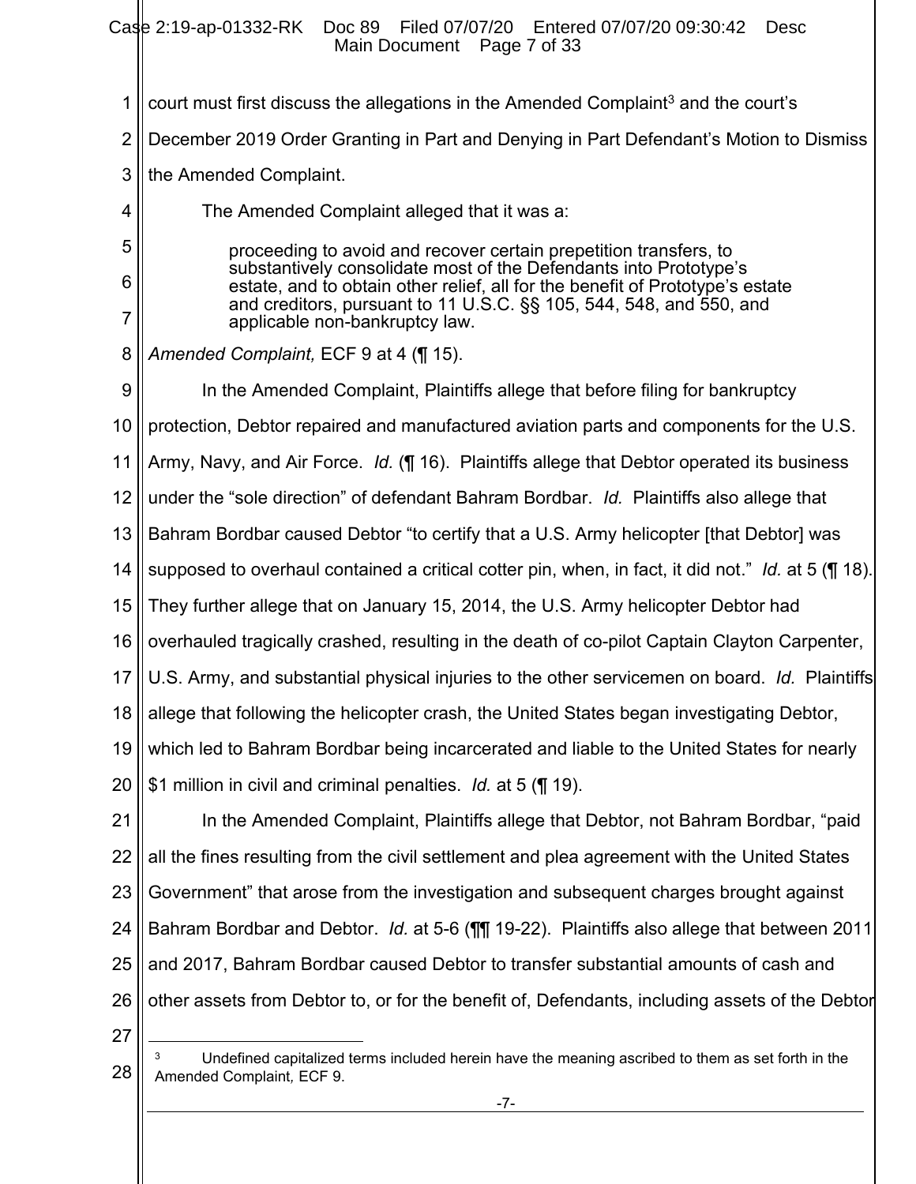court must first discuss the allegations in the Amended Complaint[3] and the court's December 2019 Order Granting in Part and Denying in Part Defendant's Motion to Dismiss the Amended Complaint.

The Amended Complaint alleged that it was a:

> proceeding to avoid and recover certain prepetition transfers, to substantively consolidate most of the Defendants into Prototype's estate, and to obtain other relief, all for the benefit of Prototype's estate and creditors, pursuant to 11 U.S.C. §§ 105, 544, 548, and 550, and applicable non-bankruptcy law.

*Amended Complaint,* ECF 9 at 4 (¶ 15).

In the Amended Complaint, Plaintiffs allege that before filing for bankruptcy protection, Debtor repaired and manufactured aviation parts and components for the U.S. Army, Navy, and Air Force. *Id.* (¶ 16). Plaintiffs allege that Debtor operated its business under the "sole direction" of defendant Bahram Bordbar. *Id.* Plaintiffs also allege that Bahram Bordbar caused Debtor "to certify that a U.S. Army helicopter [that Debtor] was supposed to overhaul contained a critical cotter pin, when, in fact, it did not." *Id.* at 5 (¶ 18). They further allege that on January 15, 2014, the U.S. Army helicopter Debtor had overhauled tragically crashed, resulting in the death of co-pilot Captain Clayton Carpenter, U.S. Army, and substantial physical injuries to the other servicemen on board. *Id.* Plaintiffs allege that following the helicopter crash, the United States began investigating Debtor, which led to Bahram Bordbar being incarcerated and liable to the United States for nearly $1 million in civil and criminal penalties. *Id.* at 5 (¶ 19).

In the Amended Complaint, Plaintiffs allege that Debtor, not Bahram Bordbar, "paid all the fines resulting from the civil settlement and plea agreement with the United States Government" that arose from the investigation and subsequent charges brought against Bahram Bordbar and Debtor. *Id.* at 5-6 (¶¶ 19-22). Plaintiffs also allege that between 2011 and 2017, Bahram Bordbar caused Debtor to transfer substantial amounts of cash and other assets from Debtor to, or for the benefit of, Defendants, including assets of the Debtor

[3] Undefined capitalized terms included herein have the meaning ascribed to them as set forth in the Amended Complaint, ECF 9.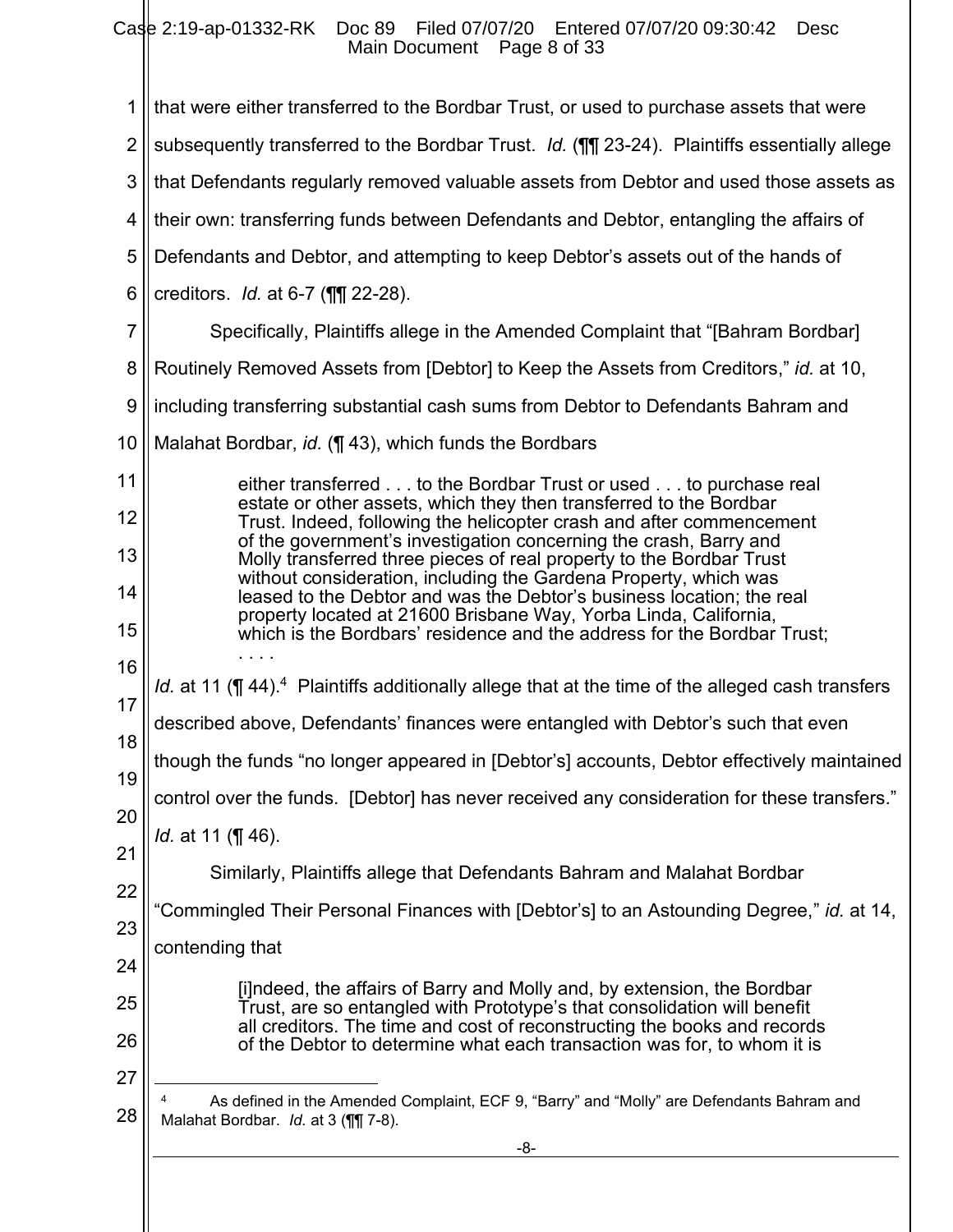that were either transferred to the Bordbar Trust, or used to purchase assets that were subsequently transferred to the Bordbar Trust. *Id.* (¶¶ 23-24). Plaintiffs essentially allege that Defendants regularly removed valuable assets from Debtor and used those assets as their own: transferring funds between Defendants and Debtor, entangling the affairs of Defendants and Debtor, and attempting to keep Debtor's assets out of the hands of creditors. *Id.* at 6-7 (¶¶ 22-28).

Specifically, Plaintiffs allege in the Amended Complaint that "[Bahram Bordbar] Routinely Removed Assets from [Debtor] to Keep the Assets from Creditors," *id.* at 10, including transferring substantial cash sums from Debtor to Defendants Bahram and Malahat Bordbar, *id.* (¶ 43), which funds the Bordbars

> either transferred . . . to the Bordbar Trust or used . . . to purchase real estate or other assets, which they then transferred to the Bordbar Trust. Indeed, following the helicopter crash and after commencement of the government's investigation concerning the crash, Barry and Molly transferred three pieces of real property to the Bordbar Trust without consideration, including the Gardena Property, which was leased to the Debtor and was the Debtor's business location; the real property located at 21600 Brisbane Way, Yorba Linda, California, which is the Bordbars' residence and the address for the Bordbar Trust; . . . .

*Id.* at 11 (¶ 44).[4] Plaintiffs additionally allege that at the time of the alleged cash transfers described above, Defendants' finances were entangled with Debtor's such that even though the funds "no longer appeared in [Debtor's] accounts, Debtor effectively maintained control over the funds. [Debtor] has never received any consideration for these transfers." *Id.* at 11 (¶ 46).

Similarly, Plaintiffs allege that Defendants Bahram and Malahat Bordbar "Commingled Their Personal Finances with [Debtor's] to an Astounding Degree," *id.* at 14, contending that

> [i]ndeed, the affairs of Barry and Molly and, by extension, the Bordbar Trust, are so entangled with Prototype's that consolidation will benefit all creditors. The time and cost of reconstructing the books and records of the Debtor to determine what each transaction was for, to whom it is

---

[4] As defined in the Amended Complaint, ECF 9, "Barry" and "Molly" are Defendants Bahram and Malahat Bordbar. *Id.* at 3 (¶¶ 7-8).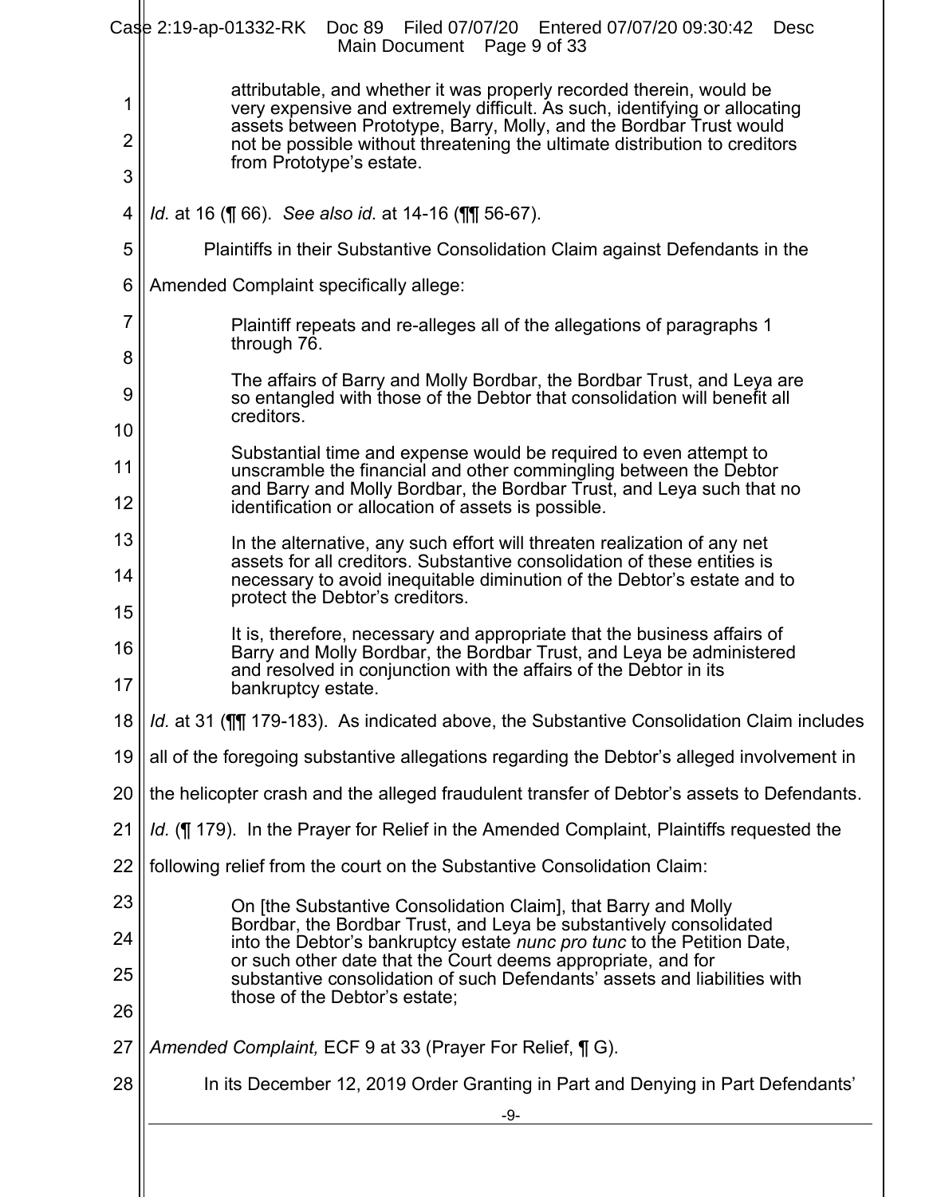> attributable, and whether it was properly recorded therein, would be very expensive and extremely difficult. As such, identifying or allocating assets between Prototype, Barry, Molly, and the Bordbar Trust would not be possible without threatening the ultimate distribution to creditors from Prototype's estate.

*Id.* at 16 (¶ 66). *See also id.* at 14-16 (¶¶ 56-67).

Plaintiffs in their Substantive Consolidation Claim against Defendants in the Amended Complaint specifically allege:

> Plaintiff repeats and re-alleges all of the allegations of paragraphs 1 through 76.
>
> The affairs of Barry and Molly Bordbar, the Bordbar Trust, and Leya are so entangled with those of the Debtor that consolidation will benefit all creditors.
>
> Substantial time and expense would be required to even attempt to unscramble the financial and other commingling between the Debtor and Barry and Molly Bordbar, the Bordbar Trust, and Leya such that no identification or allocation of assets is possible.
>
> In the alternative, any such effort will threaten realization of any net assets for all creditors. Substantive consolidation of these entities is necessary to avoid inequitable diminution of the Debtor's estate and to protect the Debtor's creditors.
>
> It is, therefore, necessary and appropriate that the business affairs of Barry and Molly Bordbar, the Bordbar Trust, and Leya be administered and resolved in conjunction with the affairs of the Debtor in its bankruptcy estate.

*Id.* at 31 (¶¶ 179-183). As indicated above, the Substantive Consolidation Claim includes all of the foregoing substantive allegations regarding the Debtor's alleged involvement in the helicopter crash and the alleged fraudulent transfer of Debtor's assets to Defendants. *Id.* (¶ 179). In the Prayer for Relief in the Amended Complaint, Plaintiffs requested the following relief from the court on the Substantive Consolidation Claim:

> On [the Substantive Consolidation Claim], that Barry and Molly Bordbar, the Bordbar Trust, and Leya be substantively consolidated into the Debtor's bankruptcy estate *nunc pro tunc* to the Petition Date, or such other date that the Court deems appropriate, and for substantive consolidation of such Defendants' assets and liabilities with those of the Debtor's estate;

*Amended Complaint,* ECF 9 at 33 (Prayer For Relief, ¶ G).

In its December 12, 2019 Order Granting in Part and Denying in Part Defendants'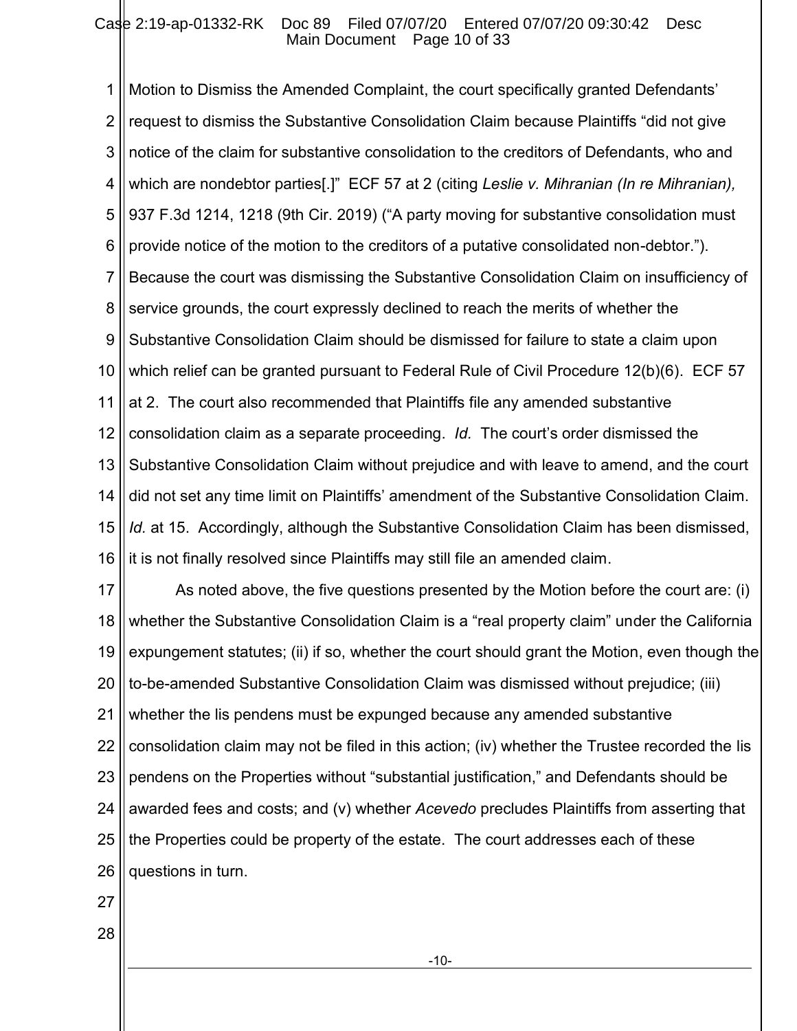Motion to Dismiss the Amended Complaint, the court specifically granted Defendants' request to dismiss the Substantive Consolidation Claim because Plaintiffs "did not give notice of the claim for substantive consolidation to the creditors of Defendants, who and which are nondebtor parties[.]" ECF 57 at 2 (citing *Leslie v. Mihranian (In re Mihranian),* 937 F.3d 1214, 1218 (9th Cir. 2019) ("A party moving for substantive consolidation must provide notice of the motion to the creditors of a putative consolidated non-debtor."). Because the court was dismissing the Substantive Consolidation Claim on insufficiency of service grounds, the court expressly declined to reach the merits of whether the Substantive Consolidation Claim should be dismissed for failure to state a claim upon which relief can be granted pursuant to Federal Rule of Civil Procedure 12(b)(6). ECF 57 at 2. The court also recommended that Plaintiffs file any amended substantive consolidation claim as a separate proceeding. *Id.* The court's order dismissed the Substantive Consolidation Claim without prejudice and with leave to amend, and the court did not set any time limit on Plaintiffs' amendment of the Substantive Consolidation Claim. *Id.* at 15. Accordingly, although the Substantive Consolidation Claim has been dismissed, it is not finally resolved since Plaintiffs may still file an amended claim.

As noted above, the five questions presented by the Motion before the court are: (i) whether the Substantive Consolidation Claim is a "real property claim" under the California expungement statutes; (ii) if so, whether the court should grant the Motion, even though the to-be-amended Substantive Consolidation Claim was dismissed without prejudice; (iii) whether the lis pendens must be expunged because any amended substantive consolidation claim may not be filed in this action; (iv) whether the Trustee recorded the lis pendens on the Properties without "substantial justification," and Defendants should be awarded fees and costs; and (v) whether *Acevedo* precludes Plaintiffs from asserting that the Properties could be property of the estate. The court addresses each of these questions in turn.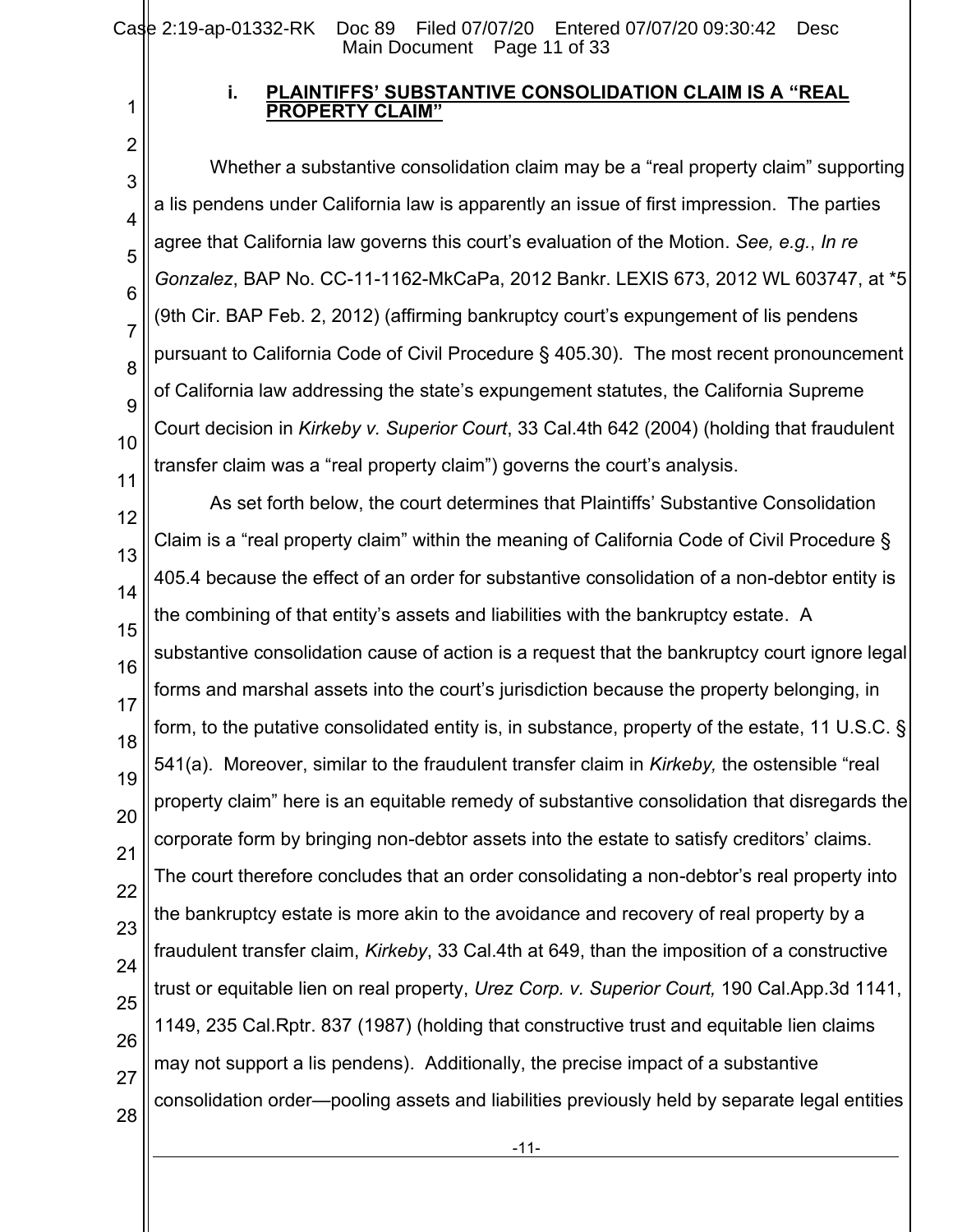### i. PLAINTIFFS' SUBSTANTIVE CONSOLIDATION CLAIM IS A "REAL PROPERTY CLAIM"

Whether a substantive consolidation claim may be a "real property claim" supporting a lis pendens under California law is apparently an issue of first impression. The parties agree that California law governs this court's evaluation of the Motion. *See, e.g.*, *In re Gonzalez*, BAP No. CC-11-1162-MkCaPa, 2012 Bankr. LEXIS 673, 2012 WL 603747, at *5 (9th Cir. BAP Feb. 2, 2012) (affirming bankruptcy court's expungement of lis pendens pursuant to California Code of Civil Procedure § 405.30). The most recent pronouncement of California law addressing the state's expungement statutes, the California Supreme Court decision in *Kirkeby v. Superior Court*, 33 Cal.4th 642 (2004) (holding that fraudulent transfer claim was a "real property claim") governs the court's analysis.

As set forth below, the court determines that Plaintiffs' Substantive Consolidation Claim is a "real property claim" within the meaning of California Code of Civil Procedure § 405.4 because the effect of an order for substantive consolidation of a non-debtor entity is the combining of that entity's assets and liabilities with the bankruptcy estate. A substantive consolidation cause of action is a request that the bankruptcy court ignore legal forms and marshal assets into the court's jurisdiction because the property belonging, in form, to the putative consolidated entity is, in substance, property of the estate, 11 U.S.C. § 541(a). Moreover, similar to the fraudulent transfer claim in *Kirkeby,* the ostensible "real property claim" here is an equitable remedy of substantive consolidation that disregards the corporate form by bringing non-debtor assets into the estate to satisfy creditors' claims. The court therefore concludes that an order consolidating a non-debtor's real property into the bankruptcy estate is more akin to the avoidance and recovery of real property by a fraudulent transfer claim, *Kirkeby*, 33 Cal.4th at 649, than the imposition of a constructive trust or equitable lien on real property, *Urez Corp. v. Superior Court,* 190 Cal.App.3d 1141, 1149, 235 Cal.Rptr. 837 (1987) (holding that constructive trust and equitable lien claims may not support a lis pendens). Additionally, the precise impact of a substantive consolidation order—pooling assets and liabilities previously held by separate legal entities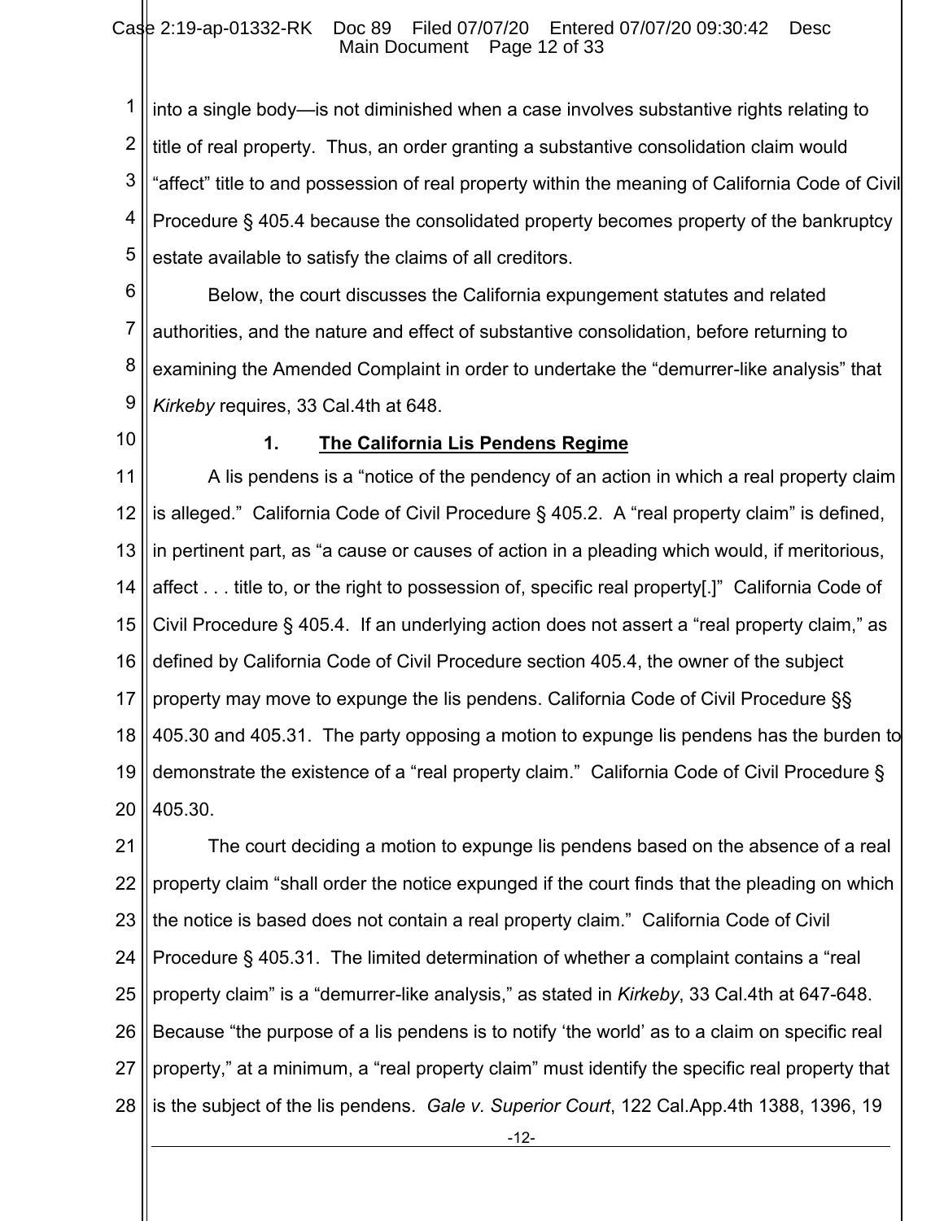into a single body—is not diminished when a case involves substantive rights relating to title of real property. Thus, an order granting a substantive consolidation claim would "affect" title to and possession of real property within the meaning of California Code of Civil Procedure § 405.4 because the consolidated property becomes property of the bankruptcy estate available to satisfy the claims of all creditors.

Below, the court discusses the California expungement statutes and related authorities, and the nature and effect of substantive consolidation, before returning to examining the Amended Complaint in order to undertake the "demurrer-like analysis" that *Kirkeby* requires, 33 Cal.4th at 648.

### 1. **The California Lis Pendens Regime**

A lis pendens is a "notice of the pendency of an action in which a real property claim is alleged." California Code of Civil Procedure § 405.2. A "real property claim" is defined, in pertinent part, as "a cause or causes of action in a pleading which would, if meritorious, affect . . . title to, or the right to possession of, specific real property[.]" California Code of Civil Procedure § 405.4. If an underlying action does not assert a "real property claim," as defined by California Code of Civil Procedure section 405.4, the owner of the subject property may move to expunge the lis pendens. California Code of Civil Procedure §§ 405.30 and 405.31. The party opposing a motion to expunge lis pendens has the burden to demonstrate the existence of a "real property claim." California Code of Civil Procedure § 405.30.

The court deciding a motion to expunge lis pendens based on the absence of a real property claim "shall order the notice expunged if the court finds that the pleading on which the notice is based does not contain a real property claim." California Code of Civil Procedure § 405.31. The limited determination of whether a complaint contains a "real property claim" is a "demurrer-like analysis," as stated in *Kirkeby*, 33 Cal.4th at 647-648. Because "the purpose of a lis pendens is to notify 'the world' as to a claim on specific real property," at a minimum, a "real property claim" must identify the specific real property that is the subject of the lis pendens. *Gale v. Superior Court*, 122 Cal.App.4th 1388, 1396, 19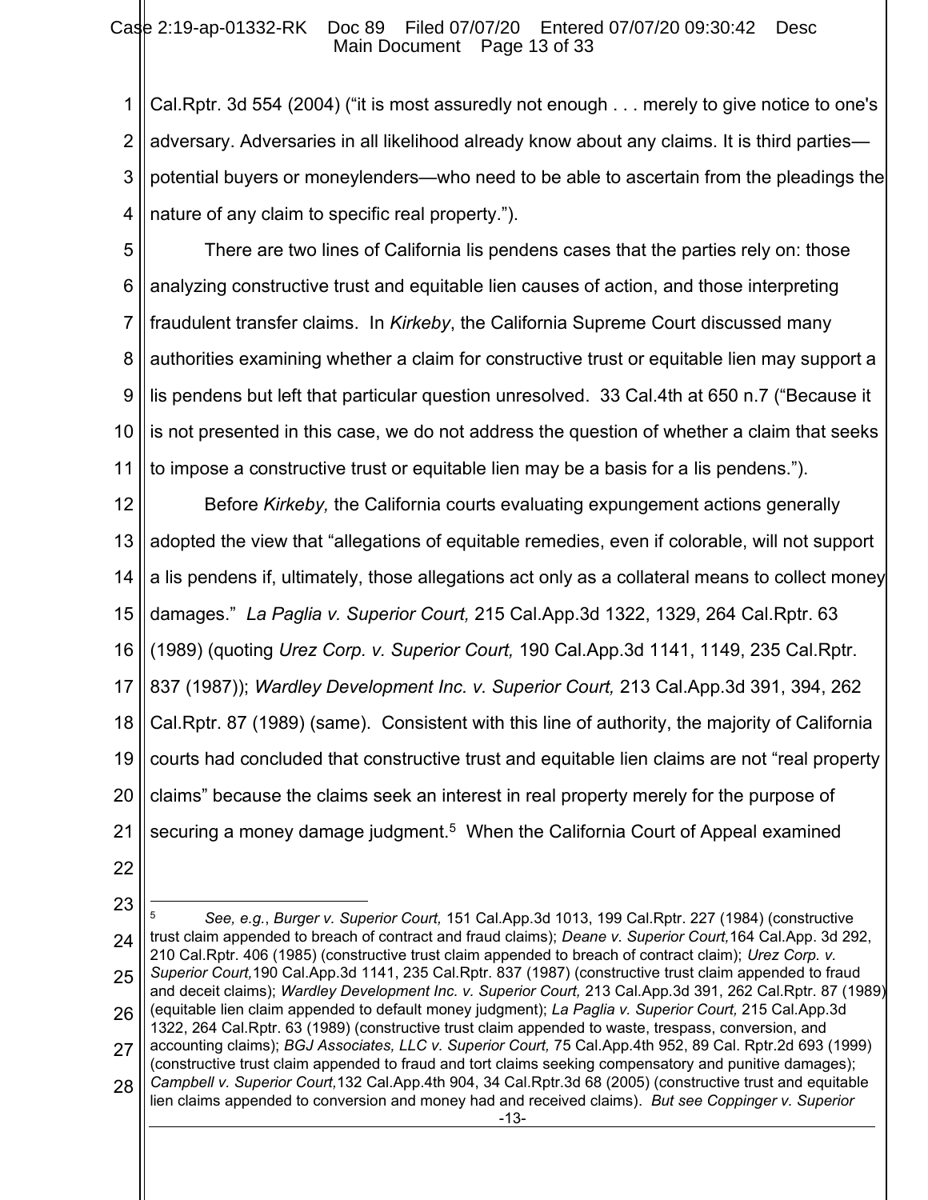Cal.Rptr. 3d 554 (2004) ("it is most assuredly not enough . . . merely to give notice to one's adversary. Adversaries in all likelihood already know about any claims. It is third parties—potential buyers or moneylenders—who need to be able to ascertain from the pleadings the nature of any claim to specific real property.").

There are two lines of California lis pendens cases that the parties rely on: those analyzing constructive trust and equitable lien causes of action, and those interpreting fraudulent transfer claims. In *Kirkeby*, the California Supreme Court discussed many authorities examining whether a claim for constructive trust or equitable lien may support a lis pendens but left that particular question unresolved. 33 Cal.4th at 650 n.7 ("Because it is not presented in this case, we do not address the question of whether a claim that seeks to impose a constructive trust or equitable lien may be a basis for a lis pendens.").

Before *Kirkeby,* the California courts evaluating expungement actions generally adopted the view that "allegations of equitable remedies, even if colorable, will not support a lis pendens if, ultimately, those allegations act only as a collateral means to collect money damages." *La Paglia v. Superior Court,* 215 Cal.App.3d 1322, 1329, 264 Cal.Rptr. 63 (1989) (quoting *Urez Corp. v. Superior Court,* 190 Cal.App.3d 1141, 1149, 235 Cal.Rptr. 837 (1987)); *Wardley Development Inc. v. Superior Court,* 213 Cal.App.3d 391, 394, 262 Cal.Rptr. 87 (1989) (same). Consistent with this line of authority, the majority of California courts had concluded that constructive trust and equitable lien claims are not "real property claims" because the claims seek an interest in real property merely for the purpose of securing a money damage judgment.[5] When the California Court of Appeal examined

---

[5] *See, e.g.*, *Burger v. Superior Court,* 151 Cal.App.3d 1013, 199 Cal.Rptr. 227 (1984) (constructive trust claim appended to breach of contract and fraud claims); *Deane v. Superior Court,*164 Cal.App. 3d 292, 210 Cal.Rptr. 406 (1985) (constructive trust claim appended to breach of contract claim); *Urez Corp. v. Superior Court,*190 Cal.App.3d 1141, 235 Cal.Rptr. 837 (1987) (constructive trust claim appended to fraud and deceit claims); *Wardley Development Inc. v. Superior Court,* 213 Cal.App.3d 391, 262 Cal.Rptr. 87 (1989) (equitable lien claim appended to default money judgment); *La Paglia v. Superior Court,* 215 Cal.App.3d 1322, 264 Cal.Rptr. 63 (1989) (constructive trust claim appended to waste, trespass, conversion, and accounting claims); *BGJ Associates, LLC v. Superior Court,* 75 Cal.App.4th 952, 89 Cal. Rptr.2d 693 (1999) (constructive trust claim appended to fraud and tort claims seeking compensatory and punitive damages); *Campbell v. Superior Court,*132 Cal.App.4th 904, 34 Cal.Rptr.3d 68 (2005) (constructive trust and equitable lien claims appended to conversion and money had and received claims). *But see Coppinger v. Superior*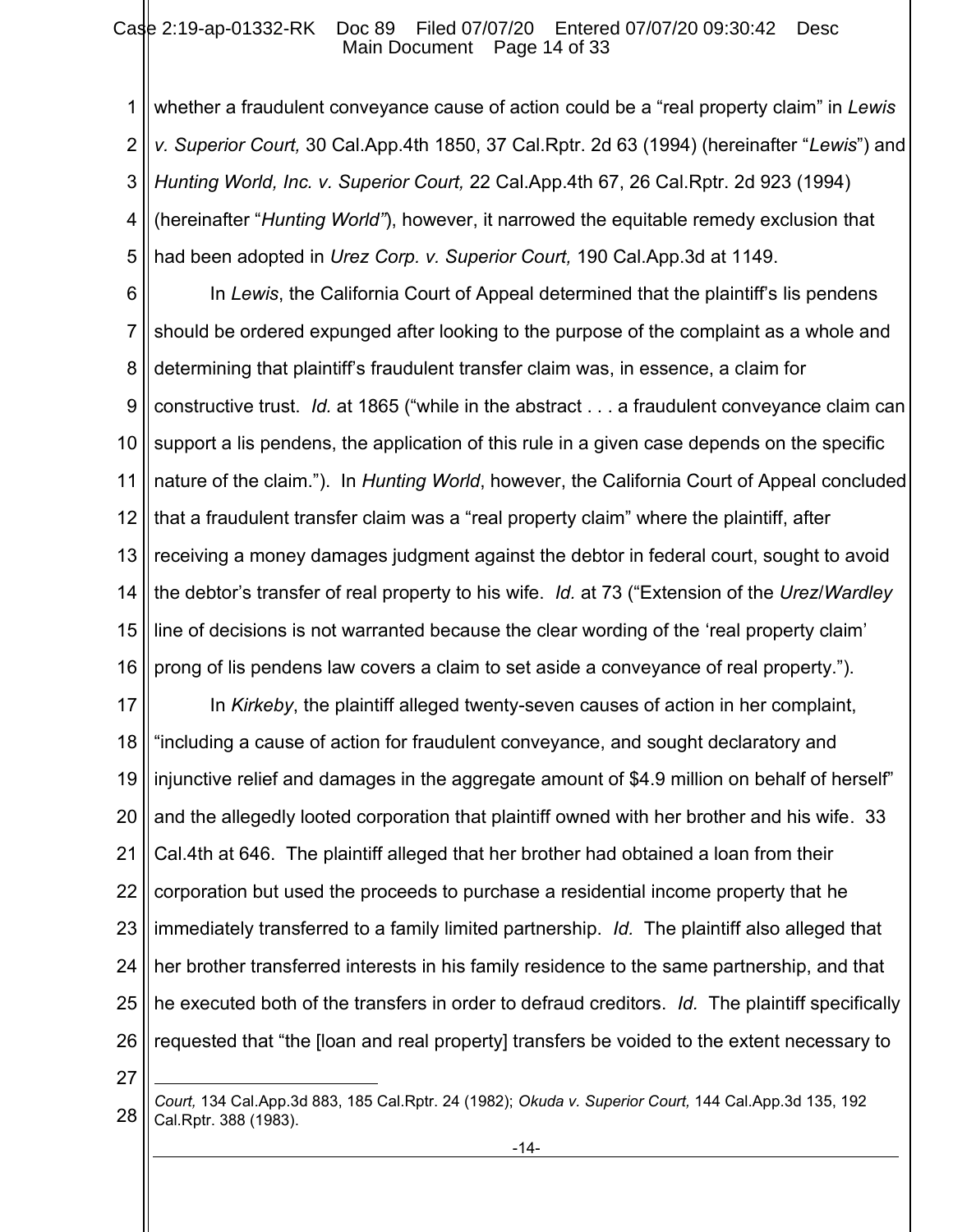whether a fraudulent conveyance cause of action could be a "real property claim" in *Lewis v. Superior Court,* 30 Cal.App.4th 1850, 37 Cal.Rptr. 2d 63 (1994) (hereinafter "*Lewis*") and *Hunting World, Inc. v. Superior Court,* 22 Cal.App.4th 67, 26 Cal.Rptr. 2d 923 (1994) (hereinafter "*Hunting World"*), however, it narrowed the equitable remedy exclusion that had been adopted in *Urez Corp. v. Superior Court,* 190 Cal.App.3d at 1149.

In *Lewis*, the California Court of Appeal determined that the plaintiff's lis pendens should be ordered expunged after looking to the purpose of the complaint as a whole and determining that plaintiff's fraudulent transfer claim was, in essence, a claim for constructive trust. *Id.* at 1865 ("while in the abstract . . . a fraudulent conveyance claim can support a lis pendens, the application of this rule in a given case depends on the specific nature of the claim."). In *Hunting World*, however, the California Court of Appeal concluded that a fraudulent transfer claim was a "real property claim" where the plaintiff, after receiving a money damages judgment against the debtor in federal court, sought to avoid the debtor's transfer of real property to his wife. *Id.* at 73 ("Extension of the *Urez*/*Wardley* line of decisions is not warranted because the clear wording of the 'real property claim' prong of lis pendens law covers a claim to set aside a conveyance of real property.").

In *Kirkeby*, the plaintiff alleged twenty-seven causes of action in her complaint, "including a cause of action for fraudulent conveyance, and sought declaratory and injunctive relief and damages in the aggregate amount of $4.9 million on behalf of herself" and the allegedly looted corporation that plaintiff owned with her brother and his wife. 33 Cal.4th at 646. The plaintiff alleged that her brother had obtained a loan from their corporation but used the proceeds to purchase a residential income property that he immediately transferred to a family limited partnership. *Id.* The plaintiff also alleged that her brother transferred interests in his family residence to the same partnership, and that he executed both of the transfers in order to defraud creditors. *Id.* The plaintiff specifically requested that "the [loan and real property] transfers be voided to the extent necessary to

---

*Court,* 134 Cal.App.3d 883, 185 Cal.Rptr. 24 (1982); *Okuda v. Superior Court,* 144 Cal.App.3d 135, 192 Cal.Rptr. 388 (1983).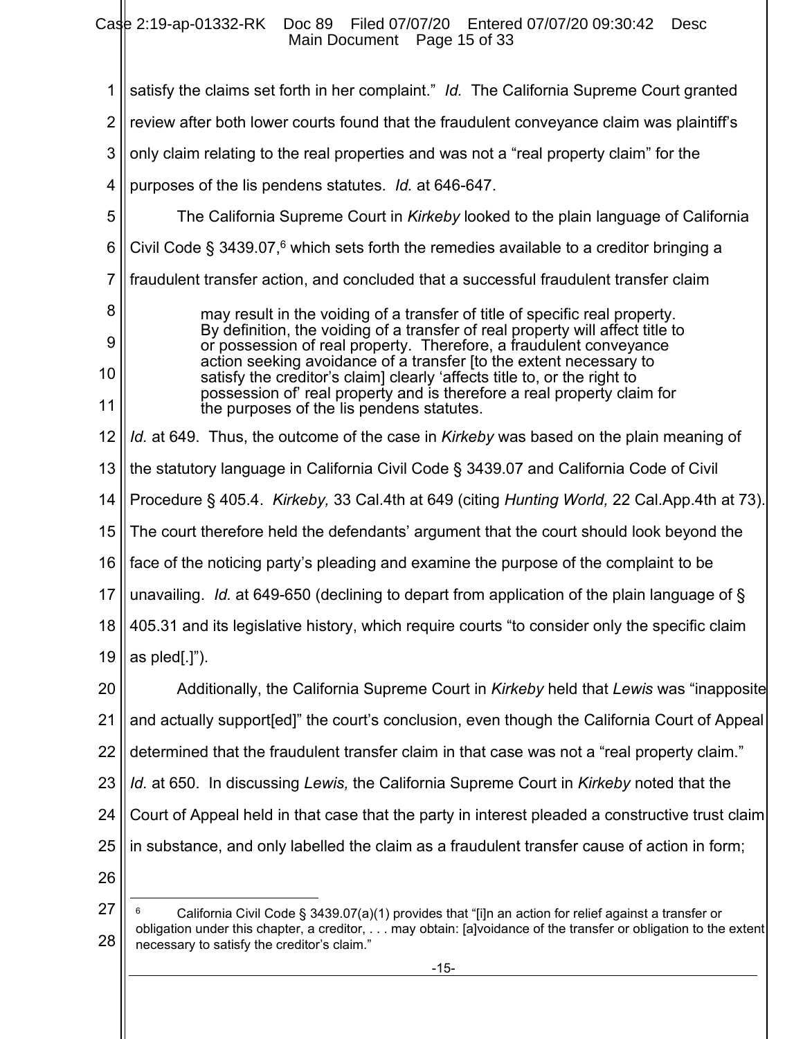satisfy the claims set forth in her complaint." *Id.* The California Supreme Court granted review after both lower courts found that the fraudulent conveyance claim was plaintiff's only claim relating to the real properties and was not a "real property claim" for the purposes of the lis pendens statutes. *Id.* at 646-647.

The California Supreme Court in *Kirkeby* looked to the plain language of California Civil Code § 3439.07,[6] which sets forth the remedies available to a creditor bringing a fraudulent transfer action, and concluded that a successful fraudulent transfer claim

> may result in the voiding of a transfer of title of specific real property. By definition, the voiding of a transfer of real property will affect title to or possession of real property. Therefore, a fraudulent conveyance action seeking avoidance of a transfer [to the extent necessary to satisfy the creditor's claim] clearly 'affects title to, or the right to possession of' real property and is therefore a real property claim for the purposes of the lis pendens statutes.

*Id.* at 649. Thus, the outcome of the case in *Kirkeby* was based on the plain meaning of the statutory language in California Civil Code § 3439.07 and California Code of Civil Procedure § 405.4. *Kirkeby,* 33 Cal.4th at 649 (citing *Hunting World,* 22 Cal.App.4th at 73). The court therefore held the defendants' argument that the court should look beyond the face of the noticing party's pleading and examine the purpose of the complaint to be unavailing. *Id.* at 649-650 (declining to depart from application of the plain language of § 405.31 and its legislative history, which require courts "to consider only the specific claim as pled[.]").

Additionally, the California Supreme Court in *Kirkeby* held that *Lewis* was "inapposite and actually support[ed]" the court's conclusion, even though the California Court of Appeal determined that the fraudulent transfer claim in that case was not a "real property claim." *Id.* at 650. In discussing *Lewis,* the California Supreme Court in *Kirkeby* noted that the Court of Appeal held in that case that the party in interest pleaded a constructive trust claim in substance, and only labelled the claim as a fraudulent transfer cause of action in form;

---

[6] California Civil Code § 3439.07(a)(1) provides that "[i]n an action for relief against a transfer or obligation under this chapter, a creditor, . . . may obtain: [a]voidance of the transfer or obligation to the extent necessary to satisfy the creditor's claim."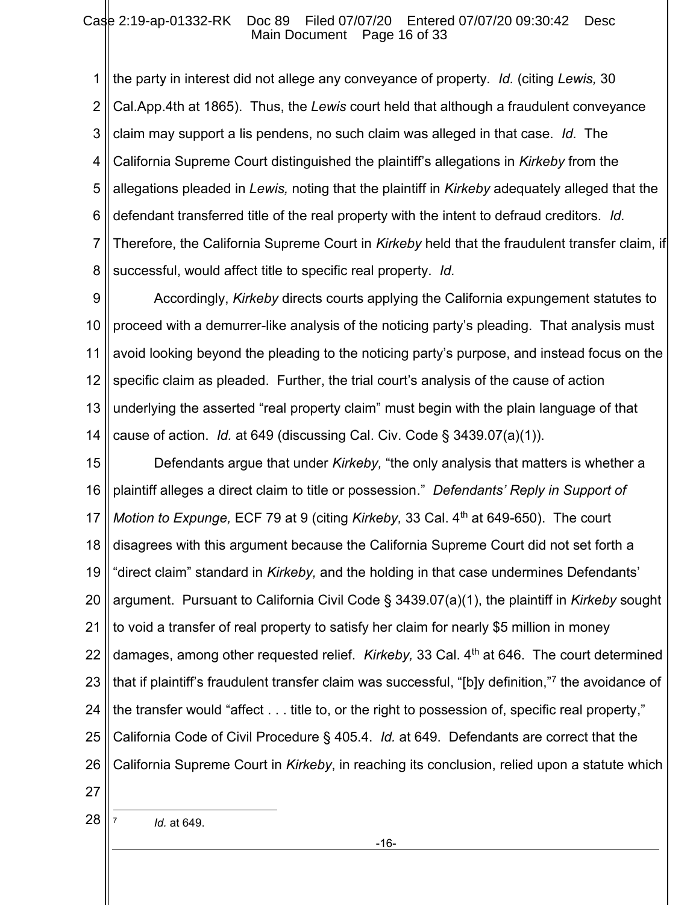the party in interest did not allege any conveyance of property. *Id.* (citing *Lewis,* 30 Cal.App.4th at 1865). Thus, the *Lewis* court held that although a fraudulent conveyance claim may support a lis pendens, no such claim was alleged in that case. *Id.* The California Supreme Court distinguished the plaintiff's allegations in *Kirkeby* from the allegations pleaded in *Lewis,* noting that the plaintiff in *Kirkeby* adequately alleged that the defendant transferred title of the real property with the intent to defraud creditors. *Id.* Therefore, the California Supreme Court in *Kirkeby* held that the fraudulent transfer claim, if successful, would affect title to specific real property. *Id.*

Accordingly, *Kirkeby* directs courts applying the California expungement statutes to proceed with a demurrer-like analysis of the noticing party's pleading. That analysis must avoid looking beyond the pleading to the noticing party's purpose, and instead focus on the specific claim as pleaded. Further, the trial court's analysis of the cause of action underlying the asserted "real property claim" must begin with the plain language of that cause of action. *Id.* at 649 (discussing Cal. Civ. Code § 3439.07(a)(1)).

Defendants argue that under *Kirkeby,* "the only analysis that matters is whether a plaintiff alleges a direct claim to title or possession." *Defendants' Reply in Support of Motion to Expunge,* ECF 79 at 9 (citing *Kirkeby,* 33 Cal. 4th at 649-650). The court disagrees with this argument because the California Supreme Court did not set forth a "direct claim" standard in *Kirkeby,* and the holding in that case undermines Defendants' argument. Pursuant to California Civil Code § 3439.07(a)(1), the plaintiff in *Kirkeby* sought to void a transfer of real property to satisfy her claim for nearly $5 million in money damages, among other requested relief. *Kirkeby,* 33 Cal. 4th at 646. The court determined that if plaintiff's fraudulent transfer claim was successful, "[b]y definition,"[7] the avoidance of the transfer would "affect . . . title to, or the right to possession of, specific real property," California Code of Civil Procedure § 405.4. *Id.* at 649. Defendants are correct that the California Supreme Court in *Kirkeby*, in reaching its conclusion, relied upon a statute which

---

[7] *Id.* at 649.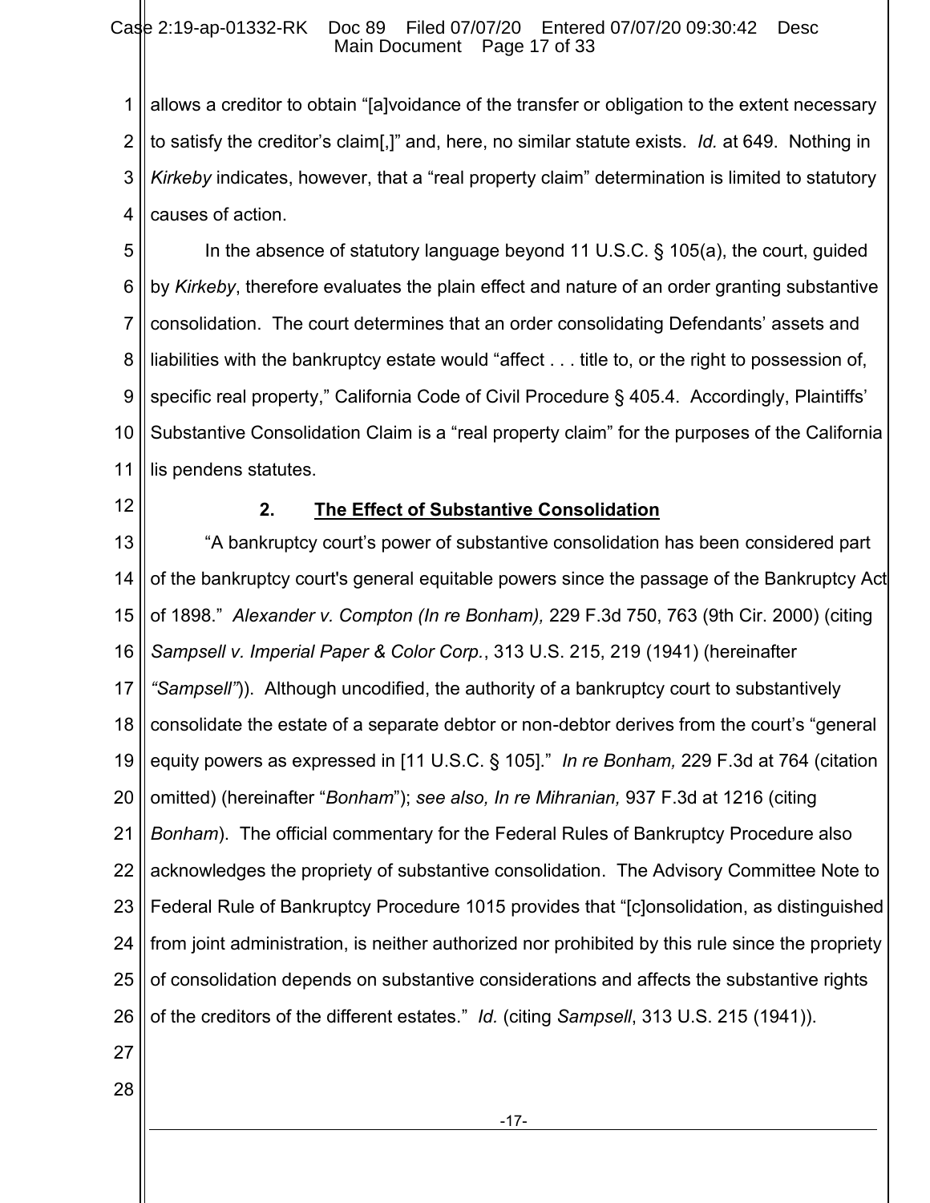allows a creditor to obtain "[a]voidance of the transfer or obligation to the extent necessary to satisfy the creditor's claim[,]" and, here, no similar statute exists. *Id.* at 649. Nothing in *Kirkeby* indicates, however, that a "real property claim" determination is limited to statutory causes of action.

In the absence of statutory language beyond 11 U.S.C. § 105(a), the court, guided by *Kirkeby*, therefore evaluates the plain effect and nature of an order granting substantive consolidation. The court determines that an order consolidating Defendants' assets and liabilities with the bankruptcy estate would "affect . . . title to, or the right to possession of, specific real property," California Code of Civil Procedure § 405.4. Accordingly, Plaintiffs' Substantive Consolidation Claim is a "real property claim" for the purposes of the California lis pendens statutes.

### 2. **The Effect of Substantive Consolidation**

"A bankruptcy court's power of substantive consolidation has been considered part of the bankruptcy court's general equitable powers since the passage of the Bankruptcy Act of 1898." *Alexander v. Compton (In re Bonham),* 229 F.3d 750, 763 (9th Cir. 2000) (citing *Sampsell v. Imperial Paper & Color Corp.*, 313 U.S. 215, 219 (1941) (hereinafter *"Sampsell"*)). Although uncodified, the authority of a bankruptcy court to substantively consolidate the estate of a separate debtor or non-debtor derives from the court's "general equity powers as expressed in [11 U.S.C. § 105]." *In re Bonham,* 229 F.3d at 764 (citation omitted) (hereinafter "*Bonham*"); *see also, In re Mihranian,* 937 F.3d at 1216 (citing *Bonham*). The official commentary for the Federal Rules of Bankruptcy Procedure also acknowledges the propriety of substantive consolidation. The Advisory Committee Note to Federal Rule of Bankruptcy Procedure 1015 provides that "[c]onsolidation, as distinguished from joint administration, is neither authorized nor prohibited by this rule since the propriety of consolidation depends on substantive considerations and affects the substantive rights of the creditors of the different estates." *Id.* (citing *Sampsell*, 313 U.S. 215 (1941)).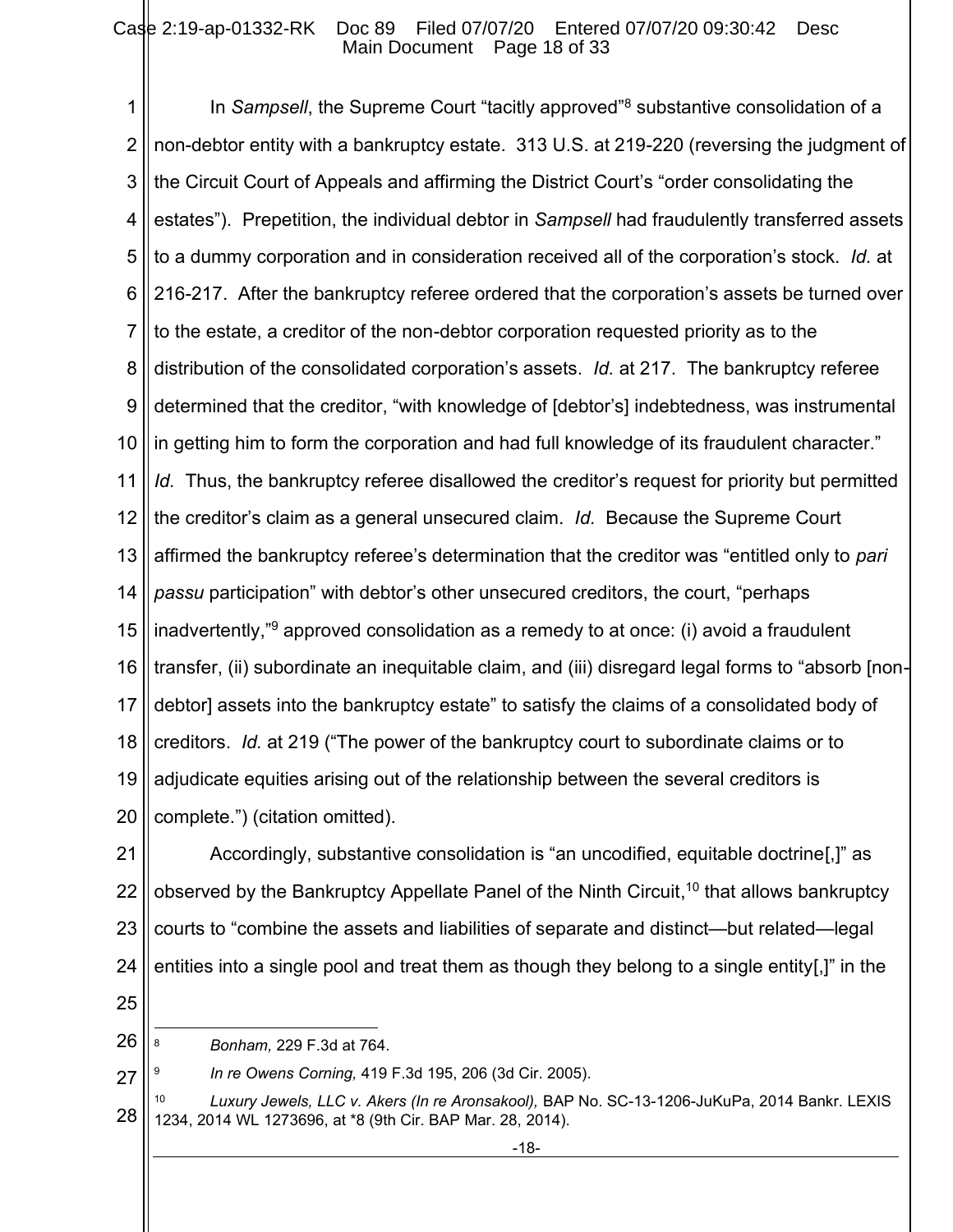In *Sampsell*, the Supreme Court "tacitly approved"[8] substantive consolidation of a non-debtor entity with a bankruptcy estate. 313 U.S. at 219-220 (reversing the judgment of the Circuit Court of Appeals and affirming the District Court's "order consolidating the estates"). Prepetition, the individual debtor in *Sampsell* had fraudulently transferred assets to a dummy corporation and in consideration received all of the corporation's stock. *Id.* at 216-217. After the bankruptcy referee ordered that the corporation's assets be turned over to the estate, a creditor of the non-debtor corporation requested priority as to the distribution of the consolidated corporation's assets. *Id.* at 217. The bankruptcy referee determined that the creditor, "with knowledge of [debtor's] indebtedness, was instrumental in getting him to form the corporation and had full knowledge of its fraudulent character." *Id.* Thus, the bankruptcy referee disallowed the creditor's request for priority but permitted the creditor's claim as a general unsecured claim. *Id.* Because the Supreme Court affirmed the bankruptcy referee's determination that the creditor was "entitled only to *pari passu* participation" with debtor's other unsecured creditors, the court, "perhaps inadvertently,"[9] approved consolidation as a remedy to at once: (i) avoid a fraudulent transfer, (ii) subordinate an inequitable claim, and (iii) disregard legal forms to "absorb [non-debtor] assets into the bankruptcy estate" to satisfy the claims of a consolidated body of creditors. *Id.* at 219 ("The power of the bankruptcy court to subordinate claims or to adjudicate equities arising out of the relationship between the several creditors is complete.") (citation omitted).

Accordingly, substantive consolidation is "an uncodified, equitable doctrine[,]" as observed by the Bankruptcy Appellate Panel of the Ninth Circuit,[10] that allows bankruptcy courts to "combine the assets and liabilities of separate and distinct—but related—legal entities into a single pool and treat them as though they belong to a single entity[,]" in the

---

[8] *Bonham,* 229 F.3d at 764.

[9] *In re Owens Corning,* 419 F.3d 195, 206 (3d Cir. 2005).

[10] *Luxury Jewels, LLC v. Akers (In re Aronsakool),* BAP No. SC-13-1206-JuKuPa, 2014 Bankr. LEXIS 1234, 2014 WL 1273696, at *8 (9th Cir. BAP Mar. 28, 2014).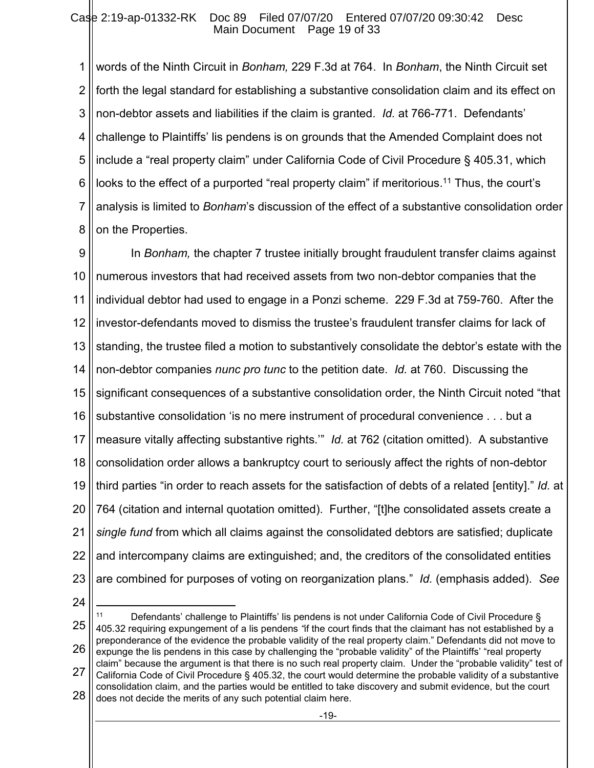words of the Ninth Circuit in *Bonham,* 229 F.3d at 764. In *Bonham*, the Ninth Circuit set forth the legal standard for establishing a substantive consolidation claim and its effect on non-debtor assets and liabilities if the claim is granted. *Id.* at 766-771. Defendants' challenge to Plaintiffs' lis pendens is on grounds that the Amended Complaint does not include a "real property claim" under California Code of Civil Procedure § 405.31, which looks to the effect of a purported "real property claim" if meritorious.[11] Thus, the court's analysis is limited to *Bonham*'s discussion of the effect of a substantive consolidation order on the Properties.

In *Bonham,* the chapter 7 trustee initially brought fraudulent transfer claims against numerous investors that had received assets from two non-debtor companies that the individual debtor had used to engage in a Ponzi scheme. 229 F.3d at 759-760. After the investor-defendants moved to dismiss the trustee's fraudulent transfer claims for lack of standing, the trustee filed a motion to substantively consolidate the debtor's estate with the non-debtor companies *nunc pro tunc* to the petition date. *Id.* at 760. Discussing the significant consequences of a substantive consolidation order, the Ninth Circuit noted "that substantive consolidation 'is no mere instrument of procedural convenience . . . but a measure vitally affecting substantive rights.'" *Id.* at 762 (citation omitted). A substantive consolidation order allows a bankruptcy court to seriously affect the rights of non-debtor third parties "in order to reach assets for the satisfaction of debts of a related [entity]." *Id.* at 764 (citation and internal quotation omitted). Further, "[t]he consolidated assets create a *single fund* from which all claims against the consolidated debtors are satisfied; duplicate and intercompany claims are extinguished; and, the creditors of the consolidated entities are combined for purposes of voting on reorganization plans." *Id.* (emphasis added). *See*

---

[11] Defendants' challenge to Plaintiffs' lis pendens is not under California Code of Civil Procedure § 405.32 requiring expungement of a lis pendens "if the court finds that the claimant has not established by a preponderance of the evidence the probable validity of the real property claim." Defendants did not move to expunge the lis pendens in this case by challenging the "probable validity" of the Plaintiffs' "real property claim" because the argument is that there is no such real property claim. Under the "probable validity" test of California Code of Civil Procedure § 405.32, the court would determine the probable validity of a substantive consolidation claim, and the parties would be entitled to take discovery and submit evidence, but the court does not decide the merits of any such potential claim here.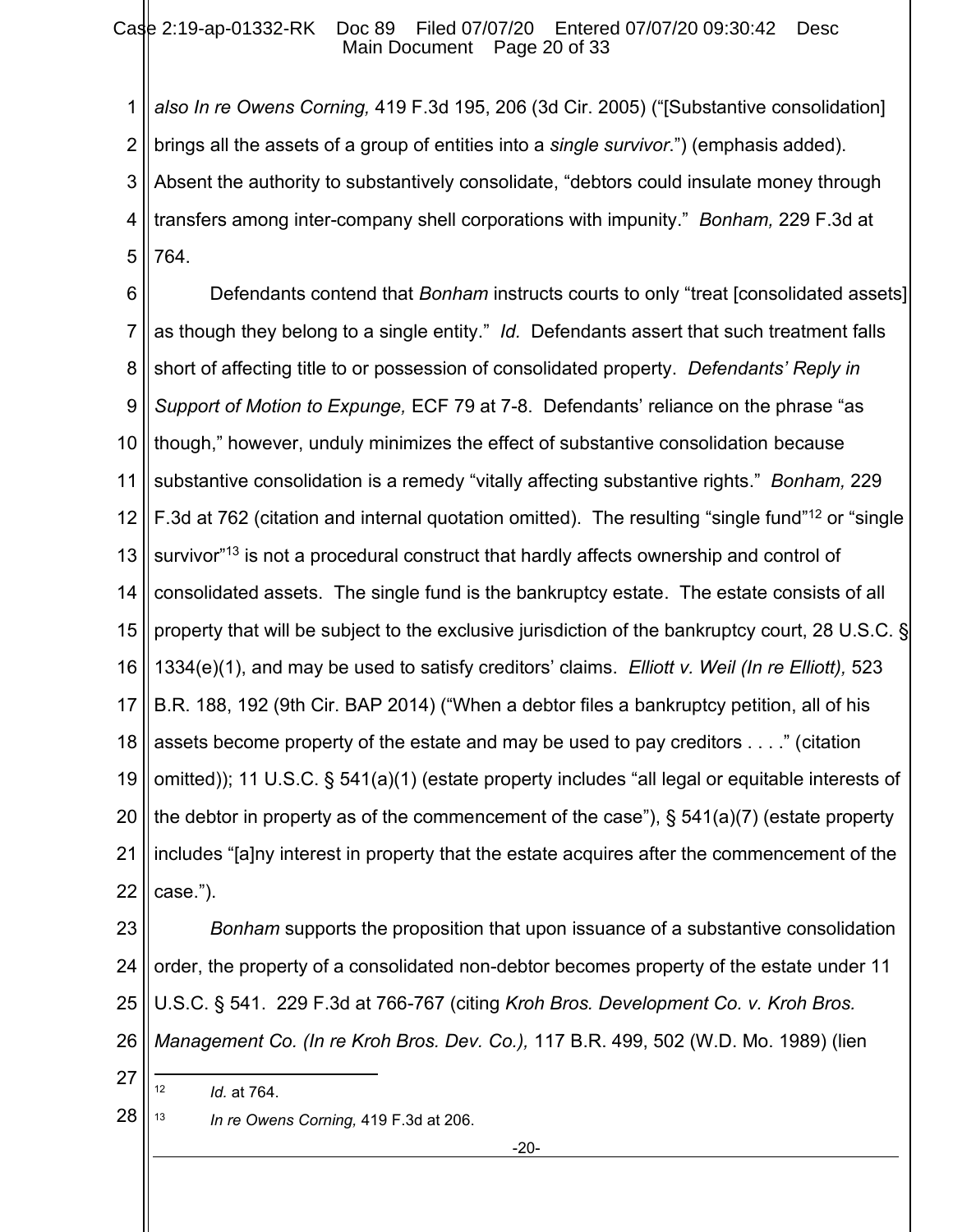*also In re Owens Corning,* 419 F.3d 195, 206 (3d Cir. 2005) ("[Substantive consolidation] brings all the assets of a group of entities into a *single survivor*.") (emphasis added). Absent the authority to substantively consolidate, "debtors could insulate money through transfers among inter-company shell corporations with impunity." *Bonham,* 229 F.3d at 764.

Defendants contend that *Bonham* instructs courts to only "treat [consolidated assets] as though they belong to a single entity." *Id.* Defendants assert that such treatment falls short of affecting title to or possession of consolidated property. *Defendants' Reply in Support of Motion to Expunge,* ECF 79 at 7-8. Defendants' reliance on the phrase "as though," however, unduly minimizes the effect of substantive consolidation because substantive consolidation is a remedy "vitally affecting substantive rights." *Bonham,* 229 F.3d at 762 (citation and internal quotation omitted). The resulting "single fund"[12] or "single survivor"[13] is not a procedural construct that hardly affects ownership and control of consolidated assets. The single fund is the bankruptcy estate. The estate consists of all property that will be subject to the exclusive jurisdiction of the bankruptcy court, 28 U.S.C. § 1334(e)(1), and may be used to satisfy creditors' claims. *Elliott v. Weil (In re Elliott),* 523 B.R. 188, 192 (9th Cir. BAP 2014) ("When a debtor files a bankruptcy petition, all of his assets become property of the estate and may be used to pay creditors . . . ." (citation omitted)); 11 U.S.C. § 541(a)(1) (estate property includes "all legal or equitable interests of the debtor in property as of the commencement of the case"), § 541(a)(7) (estate property includes "[a]ny interest in property that the estate acquires after the commencement of the case.").

*Bonham* supports the proposition that upon issuance of a substantive consolidation order, the property of a consolidated non-debtor becomes property of the estate under 11 U.S.C. § 541. 229 F.3d at 766-767 (citing *Kroh Bros. Development Co. v. Kroh Bros. Management Co. (In re Kroh Bros. Dev. Co.),* 117 B.R. 499, 502 (W.D. Mo. 1989) (lien

---

[12] *Id.* at 764.

[13] *In re Owens Corning,* 419 F.3d at 206.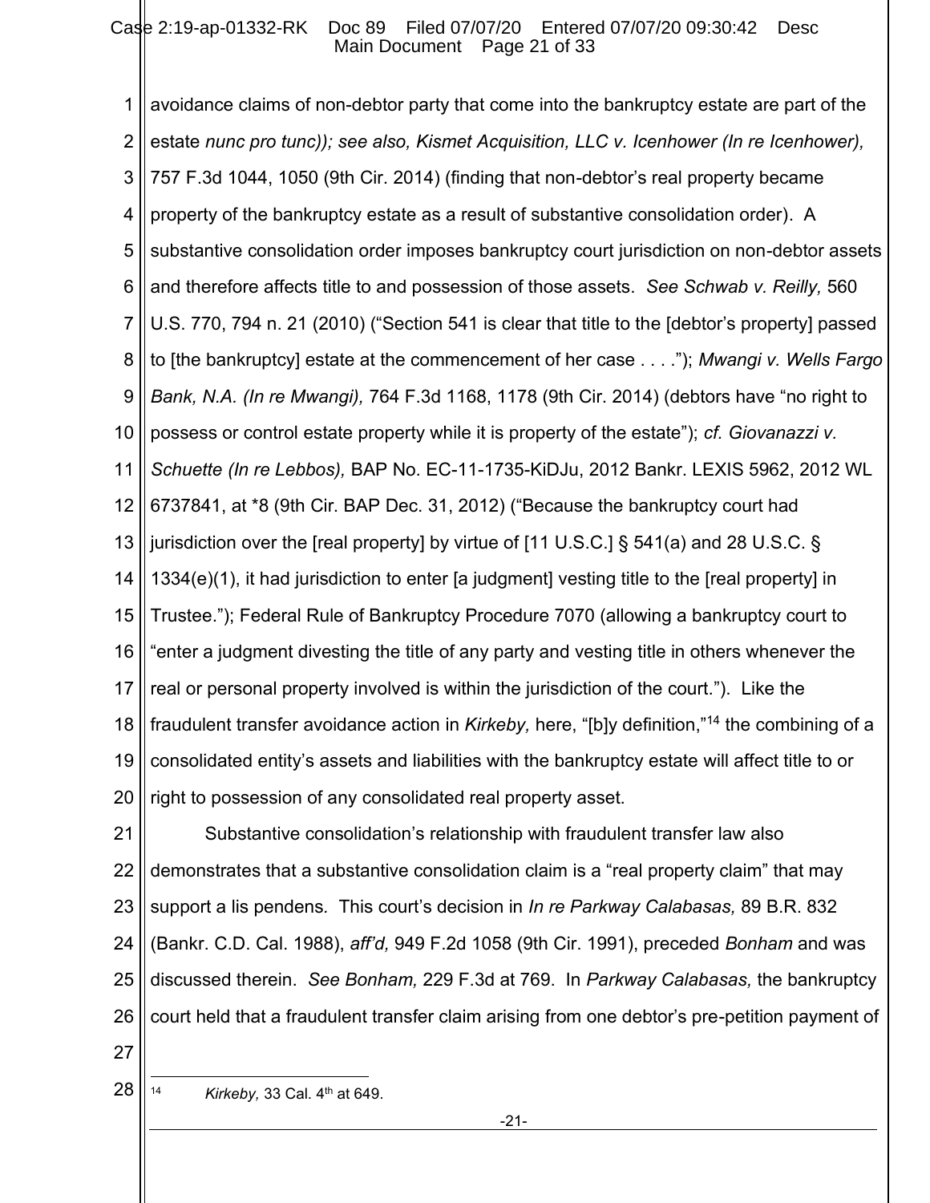avoidance claims of non-debtor party that come into the bankruptcy estate are part of the estate *nunc pro tunc)); see also, Kismet Acquisition, LLC v. Icenhower (In re Icenhower),* 757 F.3d 1044, 1050 (9th Cir. 2014) (finding that non-debtor's real property became property of the bankruptcy estate as a result of substantive consolidation order). A substantive consolidation order imposes bankruptcy court jurisdiction on non-debtor assets and therefore affects title to and possession of those assets. *See Schwab v. Reilly,* 560 U.S. 770, 794 n. 21 (2010) ("Section 541 is clear that title to the [debtor's property] passed to [the bankruptcy] estate at the commencement of her case . . . ."); *Mwangi v. Wells Fargo Bank, N.A. (In re Mwangi),* 764 F.3d 1168, 1178 (9th Cir. 2014) (debtors have "no right to possess or control estate property while it is property of the estate"); *cf. Giovanazzi v. Schuette (In re Lebbos),* BAP No. EC-11-1735-KiDJu, 2012 Bankr. LEXIS 5962, 2012 WL 6737841, at *8 (9th Cir. BAP Dec. 31, 2012) ("Because the bankruptcy court had jurisdiction over the [real property] by virtue of [11 U.S.C.] § 541(a) and 28 U.S.C. § 1334(e)(1), it had jurisdiction to enter [a judgment] vesting title to the [real property] in Trustee."); Federal Rule of Bankruptcy Procedure 7070 (allowing a bankruptcy court to "enter a judgment divesting the title of any party and vesting title in others whenever the real or personal property involved is within the jurisdiction of the court."). Like the fraudulent transfer avoidance action in *Kirkeby,* here, "[b]y definition,"[14] the combining of a consolidated entity's assets and liabilities with the bankruptcy estate will affect title to or right to possession of any consolidated real property asset.

Substantive consolidation's relationship with fraudulent transfer law also demonstrates that a substantive consolidation claim is a "real property claim" that may support a lis pendens. This court's decision in *In re Parkway Calabasas,* 89 B.R. 832 (Bankr. C.D. Cal. 1988), *aff'd,* 949 F.2d 1058 (9th Cir. 1991), preceded *Bonham* and was discussed therein. *See Bonham,* 229 F.3d at 769. In *Parkway Calabasas,* the bankruptcy court held that a fraudulent transfer claim arising from one debtor's pre-petition payment of

---

[14] *Kirkeby,* 33 Cal. 4th at 649.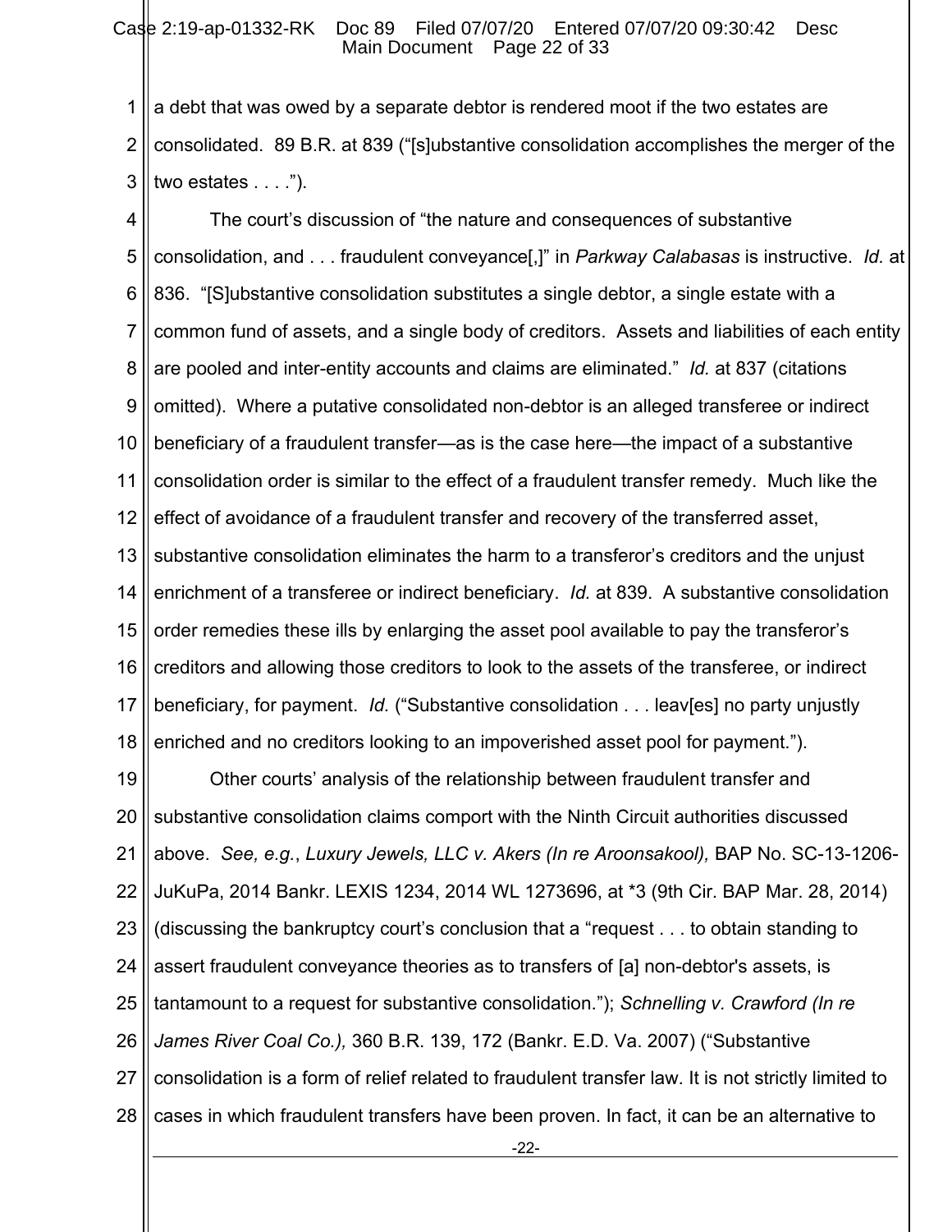a debt that was owed by a separate debtor is rendered moot if the two estates are consolidated. 89 B.R. at 839 ("[s]ubstantive consolidation accomplishes the merger of the two estates . . . .").

The court's discussion of "the nature and consequences of substantive consolidation, and . . . fraudulent conveyance[,]" in *Parkway Calabasas* is instructive. *Id.* at 836. "[S]ubstantive consolidation substitutes a single debtor, a single estate with a common fund of assets, and a single body of creditors. Assets and liabilities of each entity are pooled and inter-entity accounts and claims are eliminated." *Id.* at 837 (citations omitted). Where a putative consolidated non-debtor is an alleged transferee or indirect beneficiary of a fraudulent transfer—as is the case here—the impact of a substantive consolidation order is similar to the effect of a fraudulent transfer remedy. Much like the effect of avoidance of a fraudulent transfer and recovery of the transferred asset, substantive consolidation eliminates the harm to a transferor's creditors and the unjust enrichment of a transferee or indirect beneficiary. *Id.* at 839. A substantive consolidation order remedies these ills by enlarging the asset pool available to pay the transferor's creditors and allowing those creditors to look to the assets of the transferee, or indirect beneficiary, for payment. *Id.* ("Substantive consolidation . . . leav[es] no party unjustly enriched and no creditors looking to an impoverished asset pool for payment.").

Other courts' analysis of the relationship between fraudulent transfer and substantive consolidation claims comport with the Ninth Circuit authorities discussed above. *See, e.g.*, *Luxury Jewels, LLC v. Akers (In re Aroonsakool),* BAP No. SC-13-1206-JuKuPa, 2014 Bankr. LEXIS 1234, 2014 WL 1273696, at *3 (9th Cir. BAP Mar. 28, 2014) (discussing the bankruptcy court's conclusion that a "request . . . to obtain standing to assert fraudulent conveyance theories as to transfers of [a] non-debtor's assets, is tantamount to a request for substantive consolidation."); *Schnelling v. Crawford (In re James River Coal Co.),* 360 B.R. 139, 172 (Bankr. E.D. Va. 2007) ("Substantive consolidation is a form of relief related to fraudulent transfer law. It is not strictly limited to cases in which fraudulent transfers have been proven. In fact, it can be an alternative to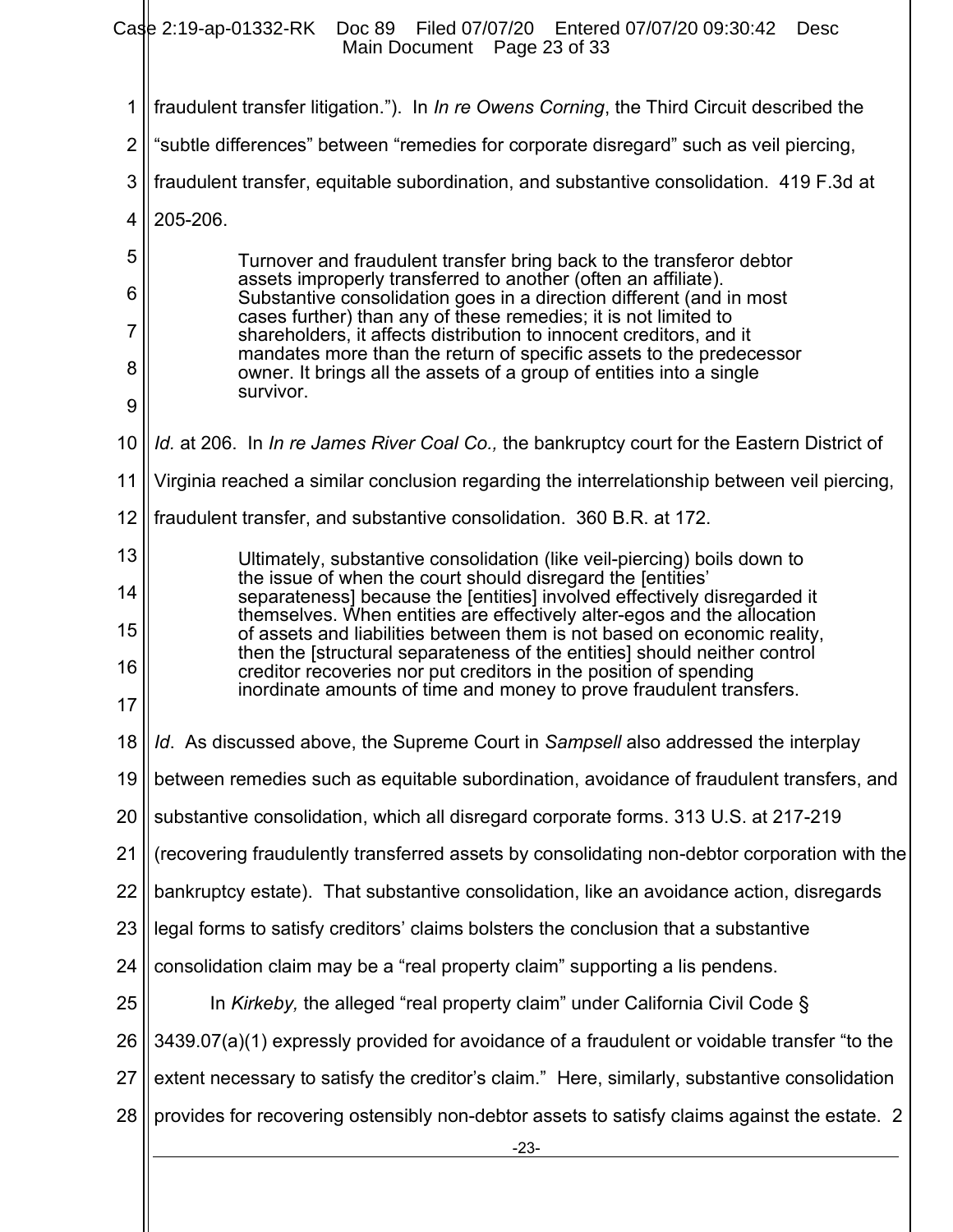fraudulent transfer litigation."). In *In re Owens Corning*, the Third Circuit described the "subtle differences" between "remedies for corporate disregard" such as veil piercing, fraudulent transfer, equitable subordination, and substantive consolidation. 419 F.3d at 205-206.

> Turnover and fraudulent transfer bring back to the transferor debtor assets improperly transferred to another (often an affiliate). Substantive consolidation goes in a direction different (and in most cases further) than any of these remedies; it is not limited to shareholders, it affects distribution to innocent creditors, and it mandates more than the return of specific assets to the predecessor owner. It brings all the assets of a group of entities into a single survivor.

*Id.* at 206. In *In re James River Coal Co.,* the bankruptcy court for the Eastern District of Virginia reached a similar conclusion regarding the interrelationship between veil piercing, fraudulent transfer, and substantive consolidation. 360 B.R. at 172.

> Ultimately, substantive consolidation (like veil-piercing) boils down to the issue of when the court should disregard the [entities' separateness] because the [entities] involved effectively disregarded it themselves. When entities are effectively alter-egos and the allocation of assets and liabilities between them is not based on economic reality, then the [structural separateness of the entities] should neither control creditor recoveries nor put creditors in the position of spending inordinate amounts of time and money to prove fraudulent transfers.

*Id*. As discussed above, the Supreme Court in *Sampsell* also addressed the interplay between remedies such as equitable subordination, avoidance of fraudulent transfers, and substantive consolidation, which all disregard corporate forms. 313 U.S. at 217-219 (recovering fraudulently transferred assets by consolidating non-debtor corporation with the bankruptcy estate). That substantive consolidation, like an avoidance action, disregards legal forms to satisfy creditors' claims bolsters the conclusion that a substantive consolidation claim may be a "real property claim" supporting a lis pendens.

In *Kirkeby,* the alleged "real property claim" under California Civil Code § 3439.07(a)(1) expressly provided for avoidance of a fraudulent or voidable transfer "to the extent necessary to satisfy the creditor's claim." Here, similarly, substantive consolidation provides for recovering ostensibly non-debtor assets to satisfy claims against the estate. 2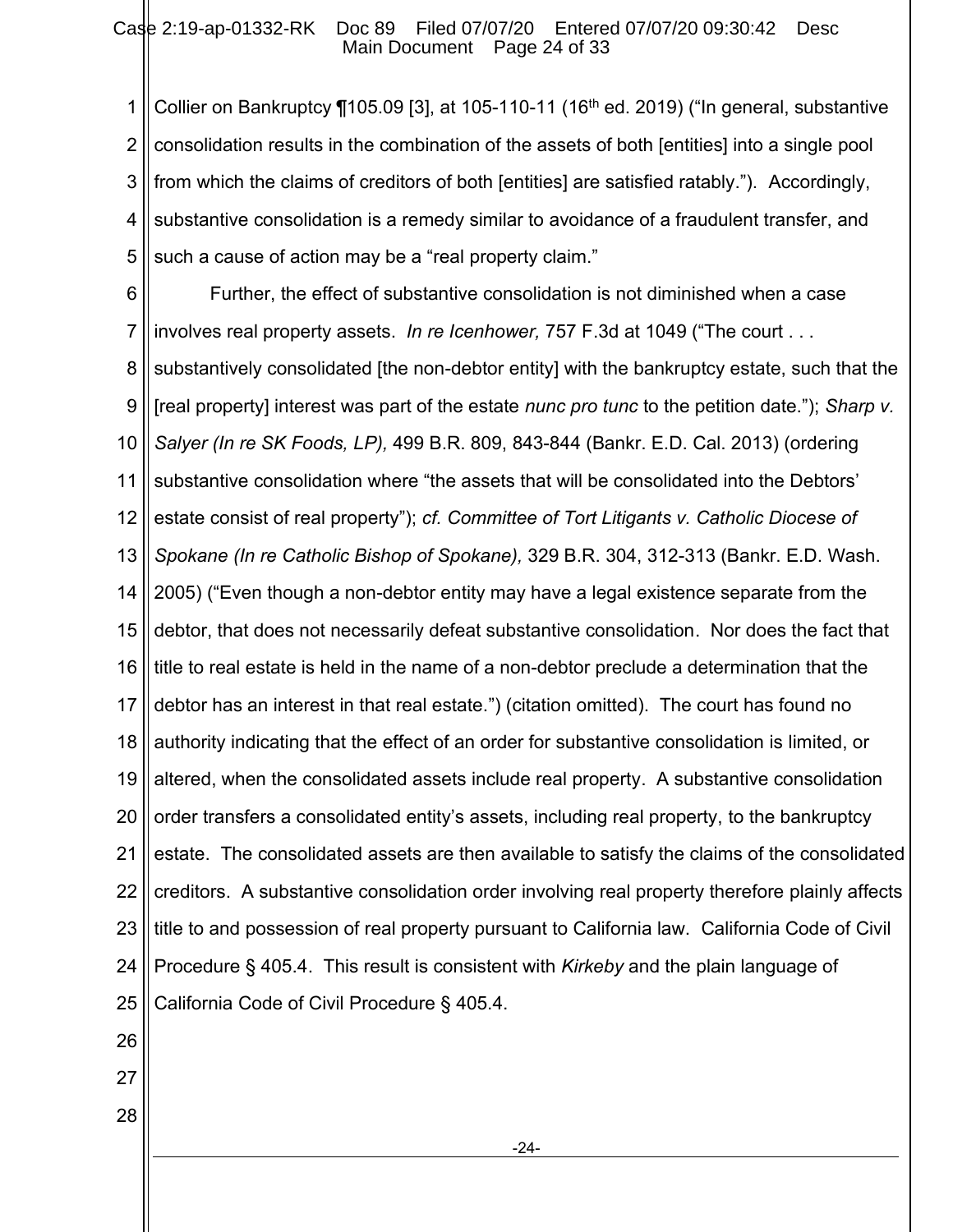Collier on Bankruptcy ¶105.09 [3], at 105-110-11 (16th ed. 2019) ("In general, substantive consolidation results in the combination of the assets of both [entities] into a single pool from which the claims of creditors of both [entities] are satisfied ratably."). Accordingly, substantive consolidation is a remedy similar to avoidance of a fraudulent transfer, and such a cause of action may be a "real property claim."

Further, the effect of substantive consolidation is not diminished when a case involves real property assets. *In re Icenhower,* 757 F.3d at 1049 ("The court . . . substantively consolidated [the non-debtor entity] with the bankruptcy estate, such that the [real property] interest was part of the estate *nunc pro tunc* to the petition date."); *Sharp v. Salyer (In re SK Foods, LP),* 499 B.R. 809, 843-844 (Bankr. E.D. Cal. 2013) (ordering substantive consolidation where "the assets that will be consolidated into the Debtors' estate consist of real property"); *cf. Committee of Tort Litigants v. Catholic Diocese of Spokane (In re Catholic Bishop of Spokane),* 329 B.R. 304, 312-313 (Bankr. E.D. Wash. 2005) ("Even though a non-debtor entity may have a legal existence separate from the debtor, that does not necessarily defeat substantive consolidation. Nor does the fact that title to real estate is held in the name of a non-debtor preclude a determination that the debtor has an interest in that real estate.") (citation omitted). The court has found no authority indicating that the effect of an order for substantive consolidation is limited, or altered, when the consolidated assets include real property. A substantive consolidation order transfers a consolidated entity's assets, including real property, to the bankruptcy estate. The consolidated assets are then available to satisfy the claims of the consolidated creditors. A substantive consolidation order involving real property therefore plainly affects title to and possession of real property pursuant to California law. California Code of Civil Procedure § 405.4. This result is consistent with *Kirkeby* and the plain language of California Code of Civil Procedure § 405.4.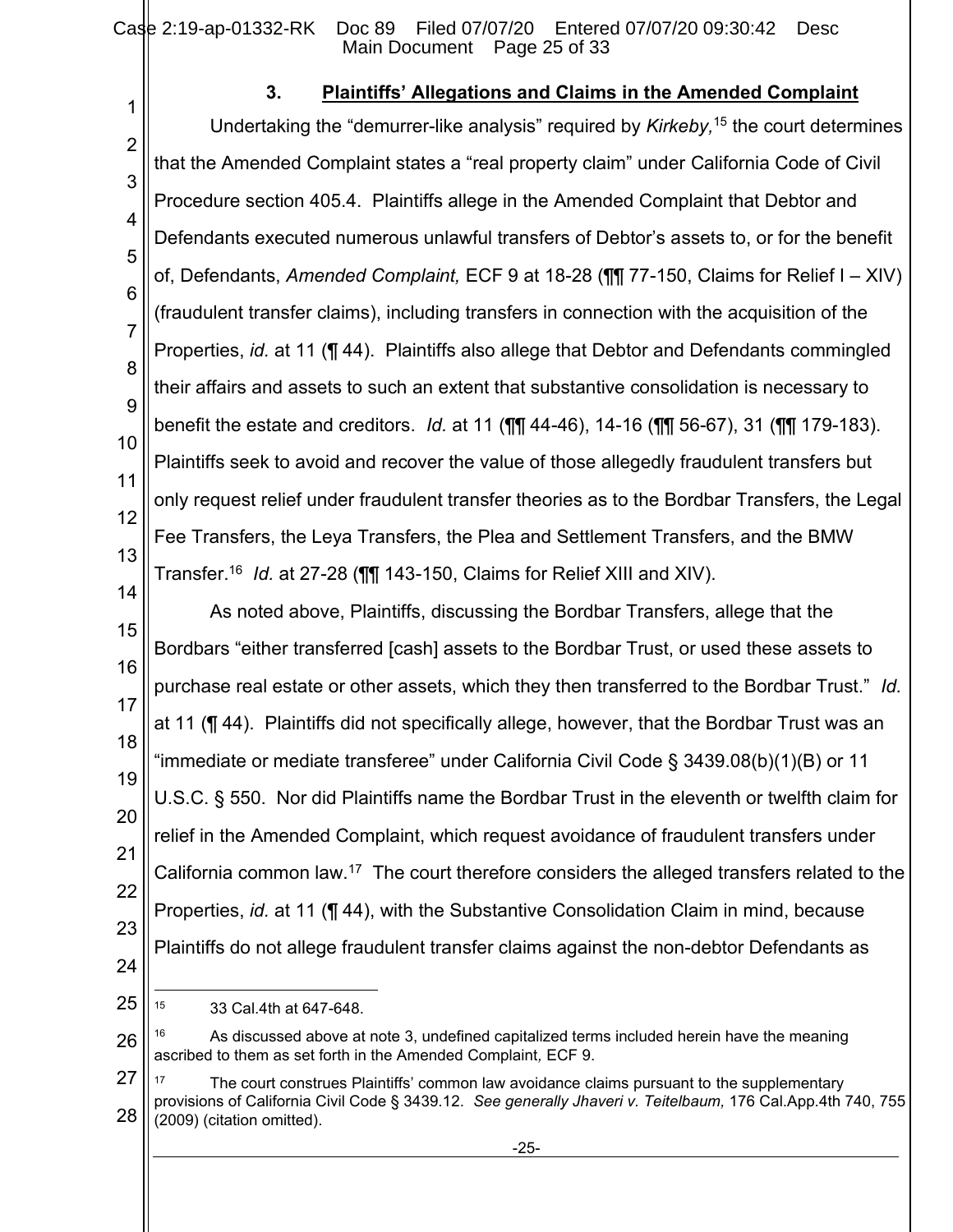### 3. **Plaintiffs' Allegations and Claims in the Amended Complaint**

Undertaking the "demurrer-like analysis" required by *Kirkeby,*[15] the court determines that the Amended Complaint states a "real property claim" under California Code of Civil Procedure section 405.4. Plaintiffs allege in the Amended Complaint that Debtor and Defendants executed numerous unlawful transfers of Debtor's assets to, or for the benefit of, Defendants, *Amended Complaint,* ECF 9 at 18-28 (¶¶ 77-150, Claims for Relief I – XIV) (fraudulent transfer claims), including transfers in connection with the acquisition of the Properties, *id.* at 11 (¶ 44). Plaintiffs also allege that Debtor and Defendants commingled their affairs and assets to such an extent that substantive consolidation is necessary to benefit the estate and creditors. *Id.* at 11 (¶¶ 44-46), 14-16 (¶¶ 56-67), 31 (¶¶ 179-183). Plaintiffs seek to avoid and recover the value of those allegedly fraudulent transfers but only request relief under fraudulent transfer theories as to the Bordbar Transfers, the Legal Fee Transfers, the Leya Transfers, the Plea and Settlement Transfers, and the BMW Transfer.[16] *Id.* at 27-28 (¶¶ 143-150, Claims for Relief XIII and XIV).

As noted above, Plaintiffs, discussing the Bordbar Transfers, allege that the Bordbars "either transferred [cash] assets to the Bordbar Trust, or used these assets to purchase real estate or other assets, which they then transferred to the Bordbar Trust." *Id.* at 11 (¶ 44). Plaintiffs did not specifically allege, however, that the Bordbar Trust was an "immediate or mediate transferee" under California Civil Code § 3439.08(b)(1)(B) or 11 U.S.C. § 550. Nor did Plaintiffs name the Bordbar Trust in the eleventh or twelfth claim for relief in the Amended Complaint, which request avoidance of fraudulent transfers under California common law.[17] The court therefore considers the alleged transfers related to the Properties, *id.* at 11 (¶ 44), with the Substantive Consolidation Claim in mind, because Plaintiffs do not allege fraudulent transfer claims against the non-debtor Defendants as

---

[15] 33 Cal.4th at 647-648.

[16] As discussed above at note 3, undefined capitalized terms included herein have the meaning ascribed to them as set forth in the Amended Complaint*,* ECF 9.

[17] The court construes Plaintiffs' common law avoidance claims pursuant to the supplementary provisions of California Civil Code § 3439.12. *See generally Jhaveri v. Teitelbaum,* 176 Cal.App.4th 740, 755 (2009) (citation omitted).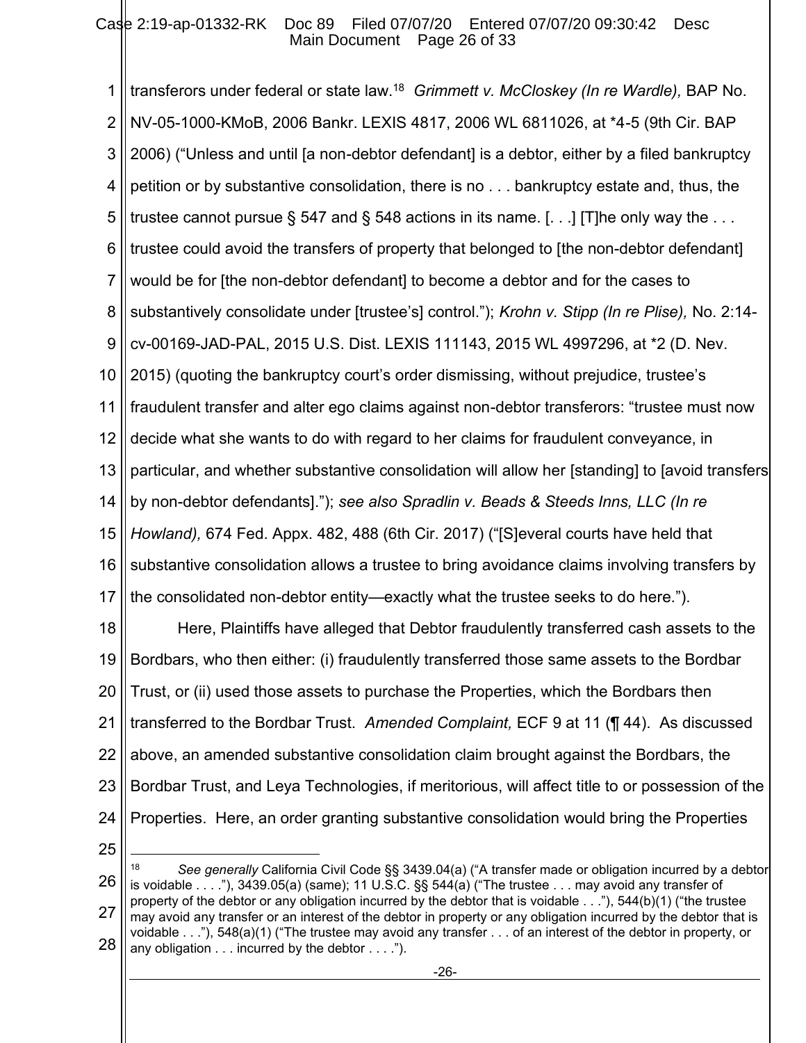transferors under federal or state law.[18] *Grimmett v. McCloskey (In re Wardle),* BAP No. NV-05-1000-KMoB, 2006 Bankr. LEXIS 4817, 2006 WL 6811026, at *4-5 (9th Cir. BAP 2006) ("Unless and until [a non-debtor defendant] is a debtor, either by a filed bankruptcy petition or by substantive consolidation, there is no . . . bankruptcy estate and, thus, the trustee cannot pursue § 547 and § 548 actions in its name. [. . .] [T]he only way the . . . trustee could avoid the transfers of property that belonged to [the non-debtor defendant] would be for [the non-debtor defendant] to become a debtor and for the cases to substantively consolidate under [trustee's] control."); *Krohn v. Stipp (In re Plise),* No. 2:14-cv-00169-JAD-PAL, 2015 U.S. Dist. LEXIS 111143, 2015 WL 4997296, at *2 (D. Nev. 2015) (quoting the bankruptcy court's order dismissing, without prejudice, trustee's fraudulent transfer and alter ego claims against non-debtor transferors: "trustee must now decide what she wants to do with regard to her claims for fraudulent conveyance, in particular, and whether substantive consolidation will allow her [standing] to [avoid transfers by non-debtor defendants]."); *see also Spradlin v. Beads & Steeds Inns, LLC (In re Howland),* 674 Fed. Appx. 482, 488 (6th Cir. 2017) ("[S]everal courts have held that substantive consolidation allows a trustee to bring avoidance claims involving transfers by the consolidated non-debtor entity—exactly what the trustee seeks to do here.").

Here, Plaintiffs have alleged that Debtor fraudulently transferred cash assets to the Bordbars, who then either: (i) fraudulently transferred those same assets to the Bordbar Trust, or (ii) used those assets to purchase the Properties, which the Bordbars then transferred to the Bordbar Trust. *Amended Complaint,* ECF 9 at 11 (¶ 44). As discussed above, an amended substantive consolidation claim brought against the Bordbars, the Bordbar Trust, and Leya Technologies, if meritorious, will affect title to or possession of the Properties. Here, an order granting substantive consolidation would bring the Properties

---

[18] *See generally* California Civil Code §§ 3439.04(a) ("A transfer made or obligation incurred by a debtor is voidable . . . ."), 3439.05(a) (same); 11 U.S.C. §§ 544(a) ("The trustee . . . may avoid any transfer of property of the debtor or any obligation incurred by the debtor that is voidable . . ."), 544(b)(1) ("the trustee may avoid any transfer or an interest of the debtor in property or any obligation incurred by the debtor that is voidable . . ."), 548(a)(1) ("The trustee may avoid any transfer . . . of an interest of the debtor in property, or any obligation . . . incurred by the debtor . . . .").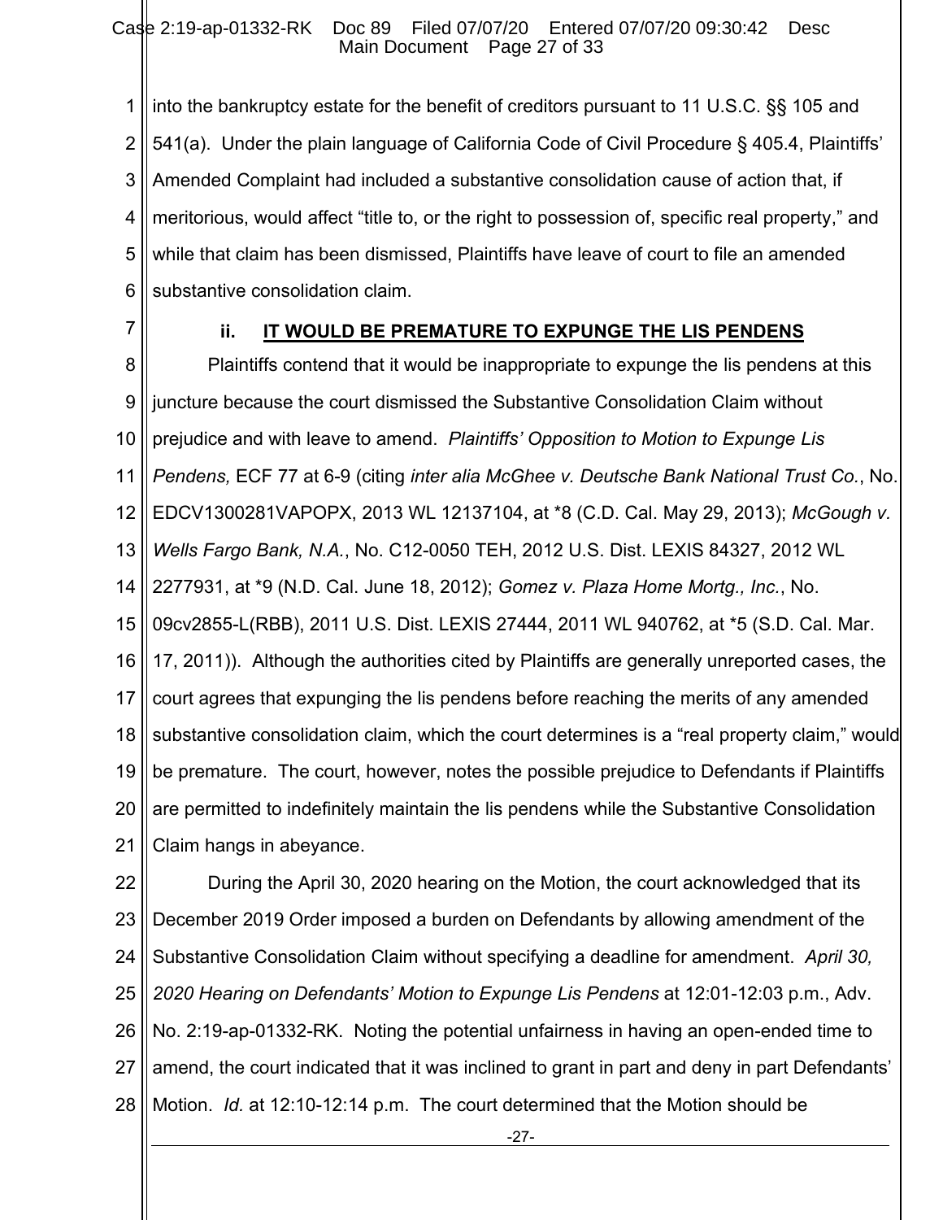into the bankruptcy estate for the benefit of creditors pursuant to 11 U.S.C. §§ 105 and 541(a). Under the plain language of California Code of Civil Procedure § 405.4, Plaintiffs' Amended Complaint had included a substantive consolidation cause of action that, if meritorious, would affect "title to, or the right to possession of, specific real property," and while that claim has been dismissed, Plaintiffs have leave of court to file an amended substantive consolidation claim.

### ii. IT WOULD BE PREMATURE TO EXPUNGE THE LIS PENDENS

Plaintiffs contend that it would be inappropriate to expunge the lis pendens at this juncture because the court dismissed the Substantive Consolidation Claim without prejudice and with leave to amend. *Plaintiffs' Opposition to Motion to Expunge Lis Pendens,* ECF 77 at 6-9 (citing *inter alia McGhee v. Deutsche Bank National Trust Co.*, No. EDCV1300281VAPOPX, 2013 WL 12137104, at *8 (C.D. Cal. May 29, 2013); *McGough v. Wells Fargo Bank, N.A.*, No. C12-0050 TEH, 2012 U.S. Dist. LEXIS 84327, 2012 WL 2277931, at *9 (N.D. Cal. June 18, 2012); *Gomez v. Plaza Home Mortg., Inc.*, No. 09cv2855-L(RBB), 2011 U.S. Dist. LEXIS 27444, 2011 WL 940762, at *5 (S.D. Cal. Mar. 17, 2011)). Although the authorities cited by Plaintiffs are generally unreported cases, the court agrees that expunging the lis pendens before reaching the merits of any amended substantive consolidation claim, which the court determines is a "real property claim," would be premature. The court, however, notes the possible prejudice to Defendants if Plaintiffs are permitted to indefinitely maintain the lis pendens while the Substantive Consolidation Claim hangs in abeyance.

During the April 30, 2020 hearing on the Motion, the court acknowledged that its December 2019 Order imposed a burden on Defendants by allowing amendment of the Substantive Consolidation Claim without specifying a deadline for amendment. *April 30, 2020 Hearing on Defendants' Motion to Expunge Lis Pendens* at 12:01-12:03 p.m., Adv. No. 2:19-ap-01332-RK. Noting the potential unfairness in having an open-ended time to amend, the court indicated that it was inclined to grant in part and deny in part Defendants' Motion. *Id.* at 12:10-12:14 p.m. The court determined that the Motion should be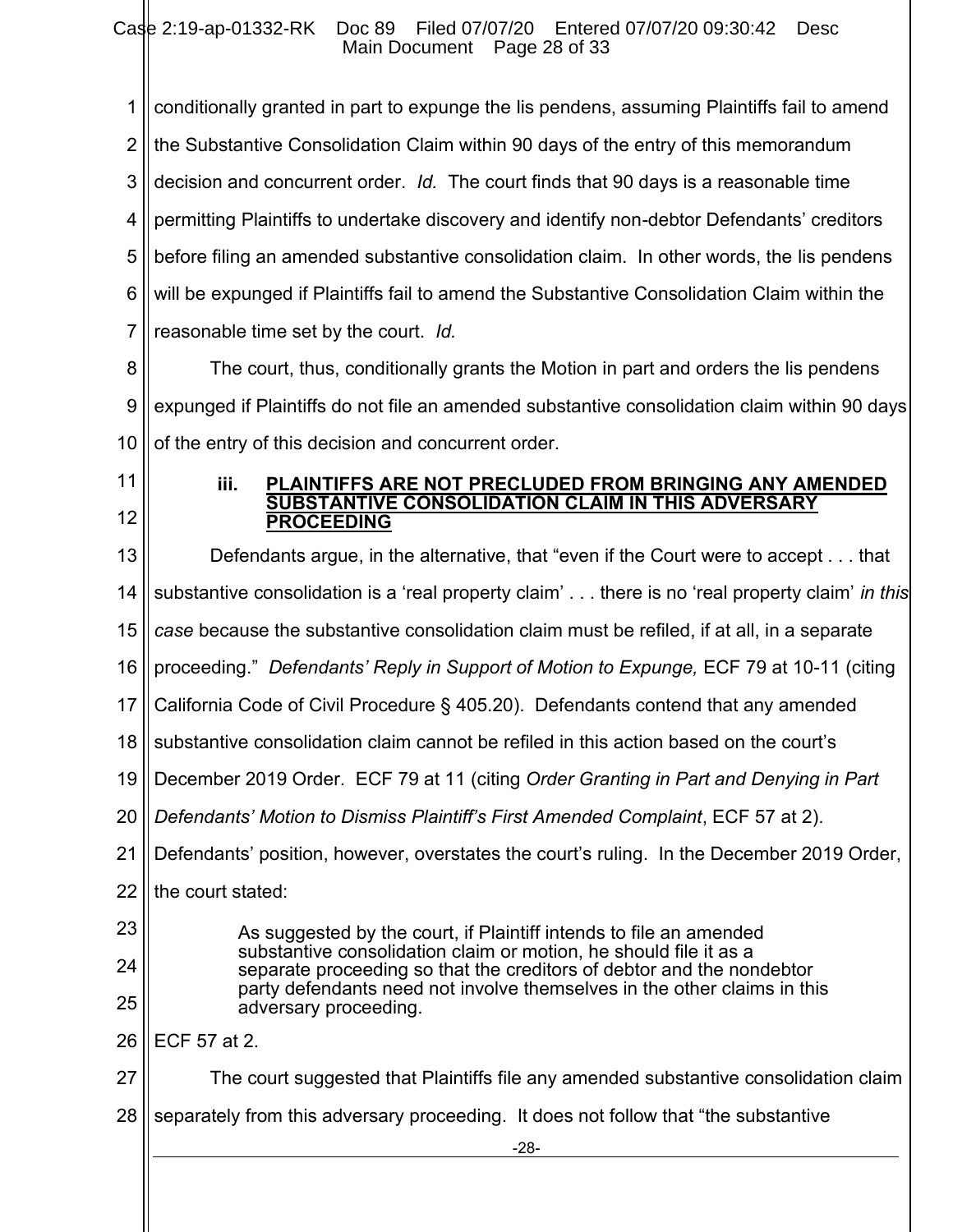conditionally granted in part to expunge the lis pendens, assuming Plaintiffs fail to amend the Substantive Consolidation Claim within 90 days of the entry of this memorandum decision and concurrent order. *Id.* The court finds that 90 days is a reasonable time permitting Plaintiffs to undertake discovery and identify non-debtor Defendants' creditors before filing an amended substantive consolidation claim. In other words, the lis pendens will be expunged if Plaintiffs fail to amend the Substantive Consolidation Claim within the reasonable time set by the court. *Id.*

The court, thus, conditionally grants the Motion in part and orders the lis pendens expunged if Plaintiffs do not file an amended substantive consolidation claim within 90 days of the entry of this decision and concurrent order.

#### iii. PLAINTIFFS ARE NOT PRECLUDED FROM BRINGING ANY AMENDED SUBSTANTIVE CONSOLIDATION CLAIM IN THIS ADVERSARY PROCEEDING

Defendants argue, in the alternative, that "even if the Court were to accept . . . that substantive consolidation is a 'real property claim' . . . there is no 'real property claim' *in this case* because the substantive consolidation claim must be refiled, if at all, in a separate proceeding." *Defendants' Reply in Support of Motion to Expunge,* ECF 79 at 10-11 (citing California Code of Civil Procedure § 405.20). Defendants contend that any amended substantive consolidation claim cannot be refiled in this action based on the court's December 2019 Order. ECF 79 at 11 (citing *Order Granting in Part and Denying in Part Defendants' Motion to Dismiss Plaintiff's First Amended Complaint*, ECF 57 at 2). Defendants' position, however, overstates the court's ruling. In the December 2019 Order, the court stated:

> As suggested by the court, if Plaintiff intends to file an amended substantive consolidation claim or motion, he should file it as a separate proceeding so that the creditors of debtor and the nondebtor party defendants need not involve themselves in the other claims in this adversary proceeding.

ECF 57 at 2.

The court suggested that Plaintiffs file any amended substantive consolidation claim separately from this adversary proceeding. It does not follow that "the substantive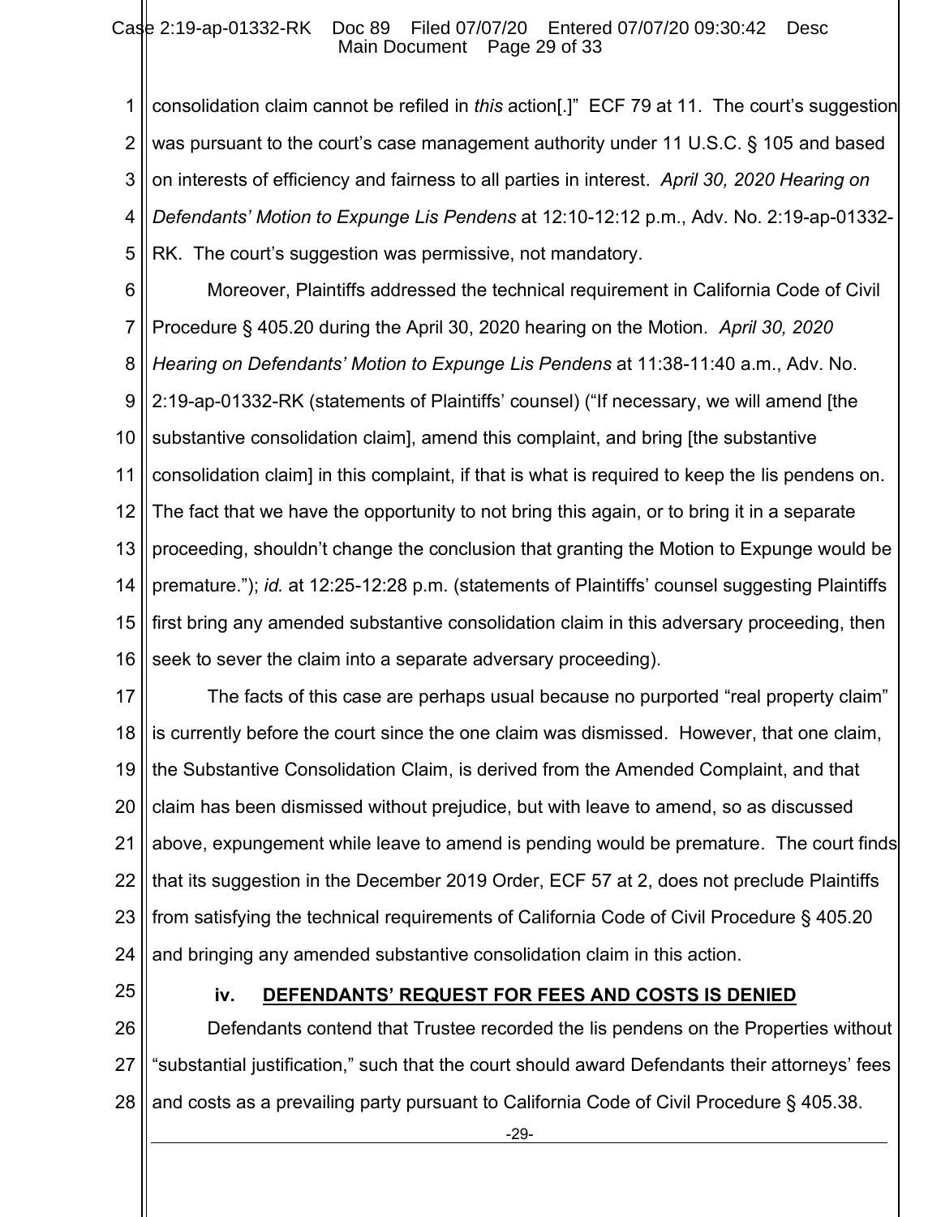consolidation claim cannot be refiled in *this* action[.]" ECF 79 at 11. The court's suggestion was pursuant to the court's case management authority under 11 U.S.C. § 105 and based on interests of efficiency and fairness to all parties in interest. *April 30, 2020 Hearing on Defendants' Motion to Expunge Lis Pendens* at 12:10-12:12 p.m., Adv. No. 2:19-ap-01332-RK. The court's suggestion was permissive, not mandatory.

Moreover, Plaintiffs addressed the technical requirement in California Code of Civil Procedure § 405.20 during the April 30, 2020 hearing on the Motion. *April 30, 2020 Hearing on Defendants' Motion to Expunge Lis Pendens* at 11:38-11:40 a.m., Adv. No. 2:19-ap-01332-RK (statements of Plaintiffs' counsel) ("If necessary, we will amend [the substantive consolidation claim], amend this complaint, and bring [the substantive consolidation claim] in this complaint, if that is what is required to keep the lis pendens on. The fact that we have the opportunity to not bring this again, or to bring it in a separate proceeding, shouldn't change the conclusion that granting the Motion to Expunge would be premature."); *id.* at 12:25-12:28 p.m. (statements of Plaintiffs' counsel suggesting Plaintiffs first bring any amended substantive consolidation claim in this adversary proceeding, then seek to sever the claim into a separate adversary proceeding).

The facts of this case are perhaps usual because no purported "real property claim" is currently before the court since the one claim was dismissed. However, that one claim, the Substantive Consolidation Claim, is derived from the Amended Complaint, and that claim has been dismissed without prejudice, but with leave to amend, so as discussed above, expungement while leave to amend is pending would be premature. The court finds that its suggestion in the December 2019 Order, ECF 57 at 2, does not preclude Plaintiffs from satisfying the technical requirements of California Code of Civil Procedure § 405.20 and bringing any amended substantive consolidation claim in this action.

#### iv. DEFENDANTS' REQUEST FOR FEES AND COSTS IS DENIED

Defendants contend that Trustee recorded the lis pendens on the Properties without "substantial justification," such that the court should award Defendants their attorneys' fees and costs as a prevailing party pursuant to California Code of Civil Procedure § 405.38.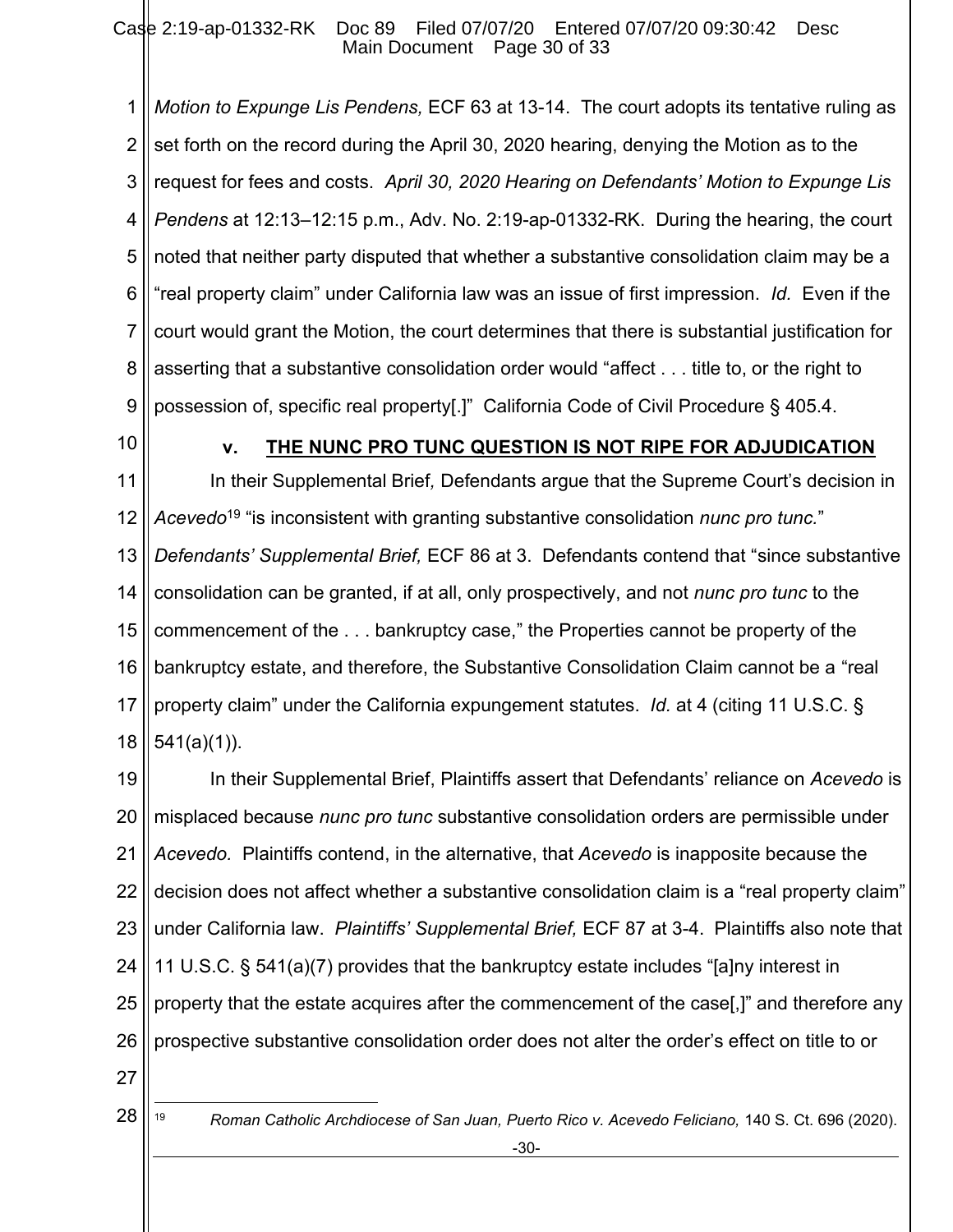*Motion to Expunge Lis Pendens,* ECF 63 at 13-14. The court adopts its tentative ruling as set forth on the record during the April 30, 2020 hearing, denying the Motion as to the request for fees and costs. *April 30, 2020 Hearing on Defendants' Motion to Expunge Lis Pendens* at 12:13–12:15 p.m., Adv. No. 2:19-ap-01332-RK. During the hearing, the court noted that neither party disputed that whether a substantive consolidation claim may be a "real property claim" under California law was an issue of first impression. *Id.* Even if the court would grant the Motion, the court determines that there is substantial justification for asserting that a substantive consolidation order would "affect . . . title to, or the right to possession of, specific real property[.]" California Code of Civil Procedure § 405.4.

### v. THE NUNC PRO TUNC QUESTION IS NOT RIPE FOR ADJUDICATION

In their Supplemental Brief*,* Defendants argue that the Supreme Court's decision in *Acevedo*[19] "is inconsistent with granting substantive consolidation *nunc pro tunc.*" *Defendants' Supplemental Brief,* ECF 86 at 3. Defendants contend that "since substantive consolidation can be granted, if at all, only prospectively, and not *nunc pro tunc* to the commencement of the . . . bankruptcy case," the Properties cannot be property of the bankruptcy estate, and therefore, the Substantive Consolidation Claim cannot be a "real property claim" under the California expungement statutes. *Id.* at 4 (citing 11 U.S.C. § 541(a)(1)).

In their Supplemental Brief, Plaintiffs assert that Defendants' reliance on *Acevedo* is misplaced because *nunc pro tunc* substantive consolidation orders are permissible under *Acevedo.* Plaintiffs contend, in the alternative, that *Acevedo* is inapposite because the decision does not affect whether a substantive consolidation claim is a "real property claim" under California law. *Plaintiffs' Supplemental Brief,* ECF 87 at 3-4. Plaintiffs also note that 11 U.S.C. § 541(a)(7) provides that the bankruptcy estate includes "[a]ny interest in property that the estate acquires after the commencement of the case[,]" and therefore any prospective substantive consolidation order does not alter the order's effect on title to or

[19] *Roman Catholic Archdiocese of San Juan, Puerto Rico v. Acevedo Feliciano,* 140 S. Ct. 696 (2020).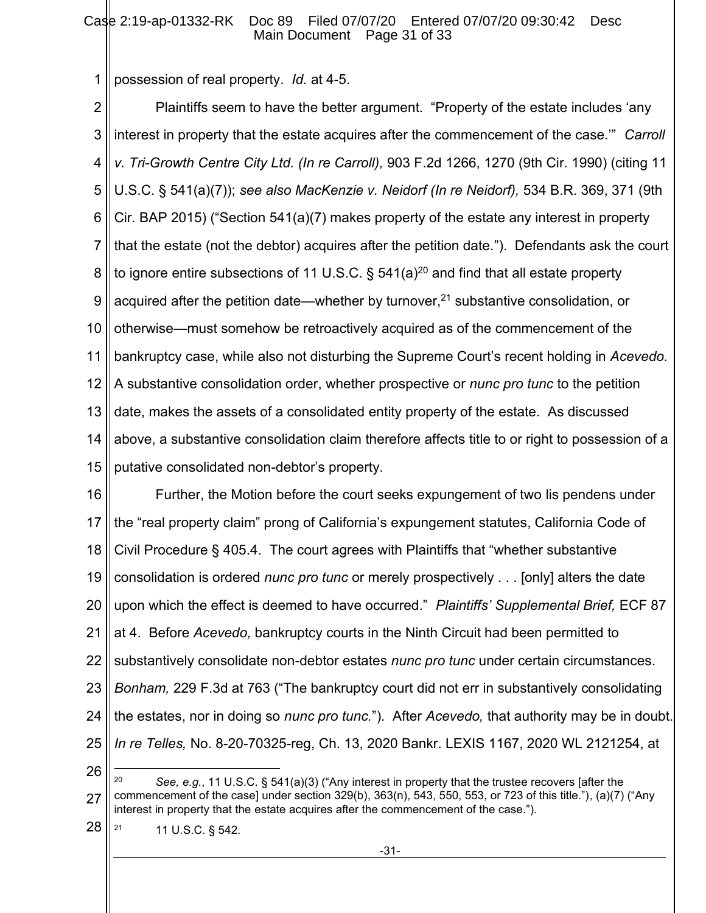possession of real property. *Id.* at 4-5.

Plaintiffs seem to have the better argument. "Property of the estate includes 'any interest in property that the estate acquires after the commencement of the case.'" *Carroll v. Tri-Growth Centre City Ltd. (In re Carroll),* 903 F.2d 1266, 1270 (9th Cir. 1990) (citing 11 U.S.C. § 541(a)(7)); *see also MacKenzie v. Neidorf (In re Neidorf),* 534 B.R. 369, 371 (9th Cir. BAP 2015) ("Section 541(a)(7) makes property of the estate any interest in property that the estate (not the debtor) acquires after the petition date."). Defendants ask the court to ignore entire subsections of 11 U.S.C. § 541(a)[20] and find that all estate property acquired after the petition date—whether by turnover,[21] substantive consolidation, or otherwise—must somehow be retroactively acquired as of the commencement of the bankruptcy case, while also not disturbing the Supreme Court's recent holding in *Acevedo.* A substantive consolidation order, whether prospective or *nunc pro tunc* to the petition date, makes the assets of a consolidated entity property of the estate. As discussed above, a substantive consolidation claim therefore affects title to or right to possession of a putative consolidated non-debtor's property.

Further, the Motion before the court seeks expungement of two lis pendens under the "real property claim" prong of California's expungement statutes, California Code of Civil Procedure § 405.4. The court agrees with Plaintiffs that "whether substantive consolidation is ordered *nunc pro tunc* or merely prospectively . . . [only] alters the date upon which the effect is deemed to have occurred." *Plaintiffs' Supplemental Brief,* ECF 87 at 4. Before *Acevedo,* bankruptcy courts in the Ninth Circuit had been permitted to substantively consolidate non-debtor estates *nunc pro tunc* under certain circumstances. *Bonham,* 229 F.3d at 763 ("The bankruptcy court did not err in substantively consolidating the estates, nor in doing so *nunc pro tunc.*"). After *Acevedo,* that authority may be in doubt. *In re Telles,* No. 8-20-70325-reg, Ch. 13, 2020 Bankr. LEXIS 1167, 2020 WL 2121254, at

---

[20] *See, e.g.*, 11 U.S.C. § 541(a)(3) ("Any interest in property that the trustee recovers [after the commencement of the case] under section 329(b), 363(n), 543, 550, 553, or 723 of this title."), (a)(7) ("Any interest in property that the estate acquires after the commencement of the case.").

[21] 11 U.S.C. § 542.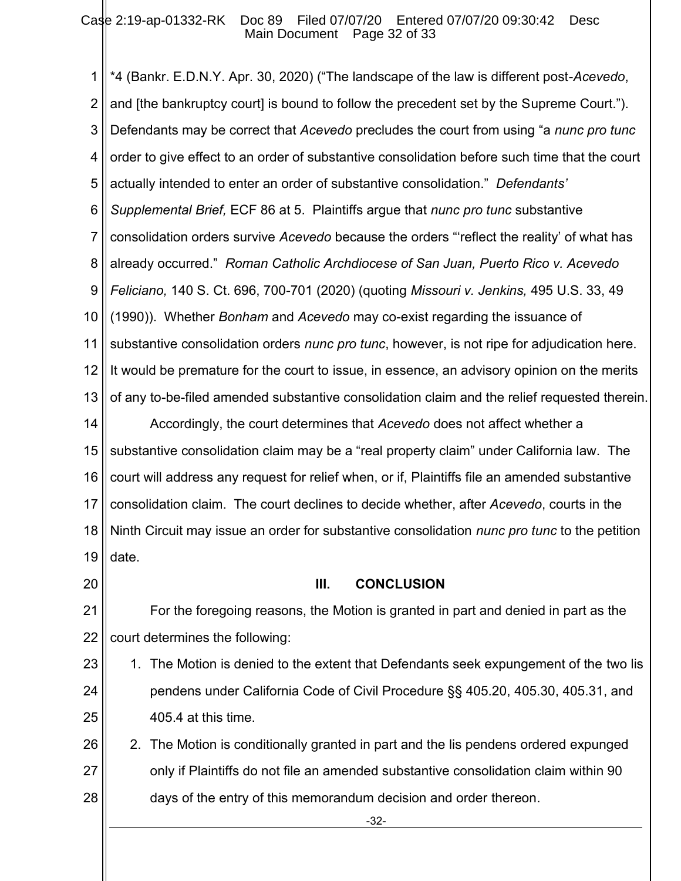*4 (Bankr. E.D.N.Y. Apr. 30, 2020) ("The landscape of the law is different post-*Acevedo*, and [the bankruptcy court] is bound to follow the precedent set by the Supreme Court."). Defendants may be correct that *Acevedo* precludes the court from using "a *nunc pro tunc* order to give effect to an order of substantive consolidation before such time that the court actually intended to enter an order of substantive consolidation." *Defendants' Supplemental Brief,* ECF 86 at 5. Plaintiffs argue that *nunc pro tunc* substantive consolidation orders survive *Acevedo* because the orders "'reflect the reality' of what has already occurred." *Roman Catholic Archdiocese of San Juan, Puerto Rico v. Acevedo Feliciano,* 140 S. Ct. 696, 700-701 (2020) (quoting *Missouri v. Jenkins,* 495 U.S. 33, 49 (1990)). Whether *Bonham* and *Acevedo* may co-exist regarding the issuance of substantive consolidation orders *nunc pro tunc*, however, is not ripe for adjudication here. It would be premature for the court to issue, in essence, an advisory opinion on the merits of any to-be-filed amended substantive consolidation claim and the relief requested therein.

Accordingly, the court determines that *Acevedo* does not affect whether a substantive consolidation claim may be a "real property claim" under California law. The court will address any request for relief when, or if, Plaintiffs file an amended substantive consolidation claim. The court declines to decide whether, after *Acevedo*, courts in the Ninth Circuit may issue an order for substantive consolidation *nunc pro tunc* to the petition date.

## III. CONCLUSION

For the foregoing reasons, the Motion is granted in part and denied in part as the court determines the following:

1. The Motion is denied to the extent that Defendants seek expungement of the two lis pendens under California Code of Civil Procedure §§ 405.20, 405.30, 405.31, and 405.4 at this time.
2. The Motion is conditionally granted in part and the lis pendens ordered expunged only if Plaintiffs do not file an amended substantive consolidation claim within 90 days of the entry of this memorandum decision and order thereon.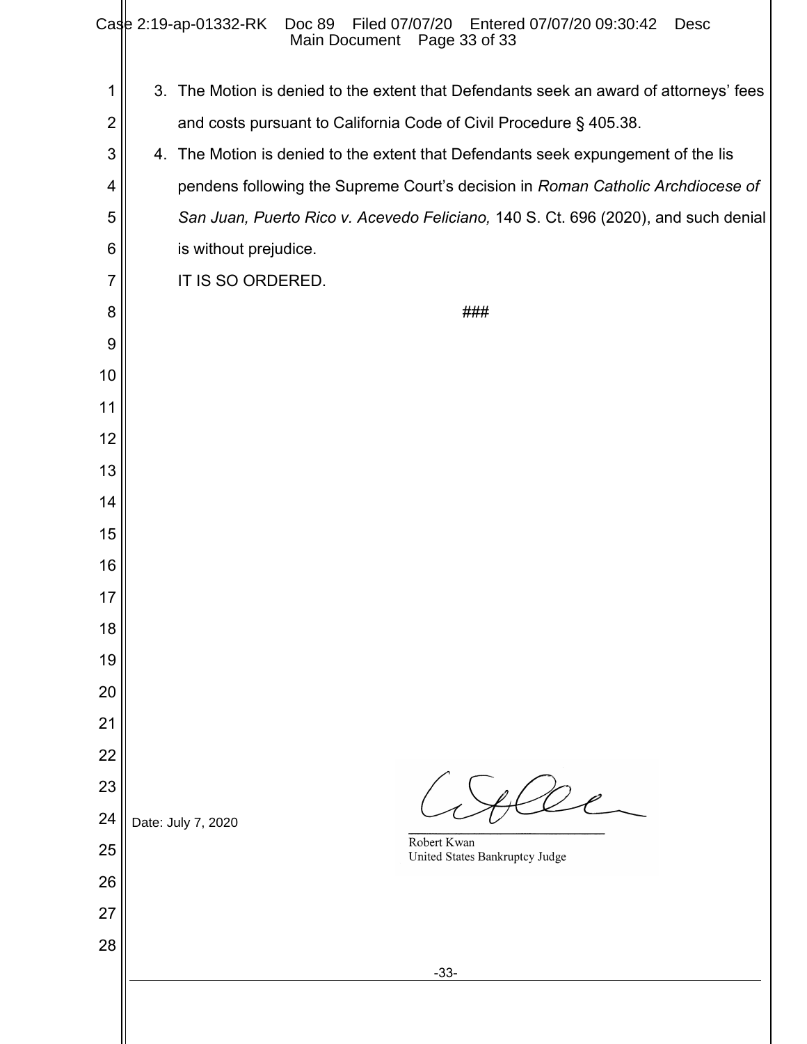3. The Motion is denied to the extent that Defendants seek an award of attorneys' fees and costs pursuant to California Code of Civil Procedure § 405.38.
4. The Motion is denied to the extent that Defendants seek expungement of the lis pendens following the Supreme Court's decision in *Roman Catholic Archdiocese of San Juan, Puerto Rico v. Acevedo Feliciano,* 140 S. Ct. 696 (2020), and such denial is without prejudice.

IT IS SO ORDERED.

###

Date: July 7, 2020

Robert Kwan
United States Bankruptcy Judge